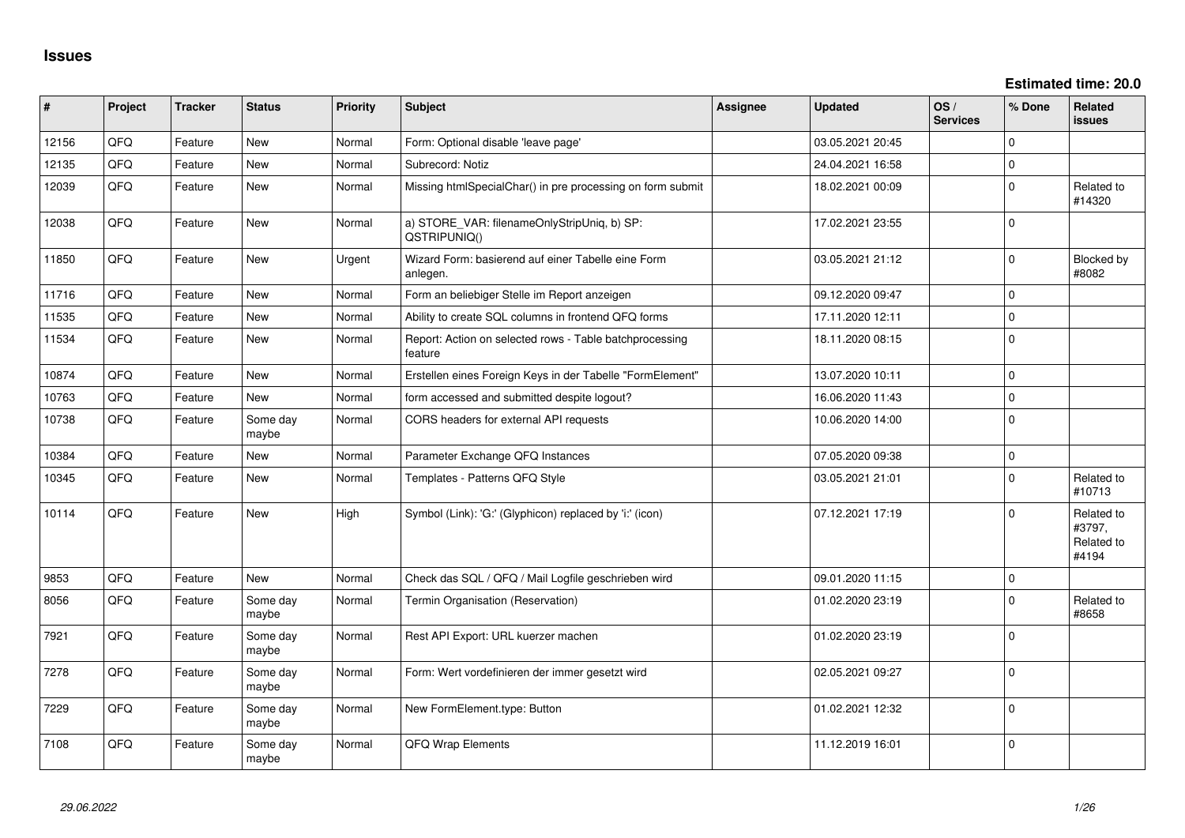# Issues

**Estimated time: 20.0**

| # | Project | Tracker | Status | Priority | Subject | Assignee | Updated | OS / Services | % Done | Related issues |
|---|---|---|---|---|---|---|---|---|---|---|
| 12156 | QFQ | Feature | New | Normal | Form: Optional disable 'leave page' | | 03.05.2021 20:45 | | 0 | |
| 12135 | QFQ | Feature | New | Normal | Subrecord: Notiz | | 24.04.2021 16:58 | | 0 | |
| 12039 | QFQ | Feature | New | Normal | Missing htmlSpecialChar() in pre processing on form submit | | 18.02.2021 00:09 | | 0 | Related to #14320 |
| 12038 | QFQ | Feature | New | Normal | a) STORE_VAR: filenameOnlyStripUniq, b) SP: QSTRIPUNIQ() | | 17.02.2021 23:55 | | 0 | |
| 11850 | QFQ | Feature | New | Urgent | Wizard Form: basierend auf einer Tabelle eine Form anlegen. | | 03.05.2021 21:12 | | 0 | Blocked by #8082 |
| 11716 | QFQ | Feature | New | Normal | Form an beliebiger Stelle im Report anzeigen | | 09.12.2020 09:47 | | 0 | |
| 11535 | QFQ | Feature | New | Normal | Ability to create SQL columns in frontend QFQ forms | | 17.11.2020 12:11 | | 0 | |
| 11534 | QFQ | Feature | New | Normal | Report: Action on selected rows - Table batchprocessing feature | | 18.11.2020 08:15 | | 0 | |
| 10874 | QFQ | Feature | New | Normal | Erstellen eines Foreign Keys in der Tabelle "FormElement" | | 13.07.2020 10:11 | | 0 | |
| 10763 | QFQ | Feature | New | Normal | form accessed and submitted despite logout? | | 16.06.2020 11:43 | | 0 | |
| 10738 | QFQ | Feature | Some day maybe | Normal | CORS headers for external API requests | | 10.06.2020 14:00 | | 0 | |
| 10384 | QFQ | Feature | New | Normal | Parameter Exchange QFQ Instances | | 07.05.2020 09:38 | | 0 | |
| 10345 | QFQ | Feature | New | Normal | Templates - Patterns QFQ Style | | 03.05.2021 21:01 | | 0 | Related to #10713 |
| 10114 | QFQ | Feature | New | High | Symbol (Link): 'G:' (Glyphicon) replaced by 'i:' (icon) | | 07.12.2021 17:19 | | 0 | Related to #3797, Related to #4194 |
| 9853 | QFQ | Feature | New | Normal | Check das SQL / QFQ / Mail Logfile geschrieben wird | | 09.01.2020 11:15 | | 0 | |
| 8056 | QFQ | Feature | Some day maybe | Normal | Termin Organisation (Reservation) | | 01.02.2020 23:19 | | 0 | Related to #8658 |
| 7921 | QFQ | Feature | Some day maybe | Normal | Rest API Export: URL kuerzer machen | | 01.02.2020 23:19 | | 0 | |
| 7278 | QFQ | Feature | Some day maybe | Normal | Form: Wert vordefinieren der immer gesetzt wird | | 02.05.2021 09:27 | | 0 | |
| 7229 | QFQ | Feature | Some day maybe | Normal | New FormElement.type: Button | | 01.02.2021 12:32 | | 0 | |
| 7108 | QFQ | Feature | Some day maybe | Normal | QFQ Wrap Elements | | 11.12.2019 16:01 | | 0 | |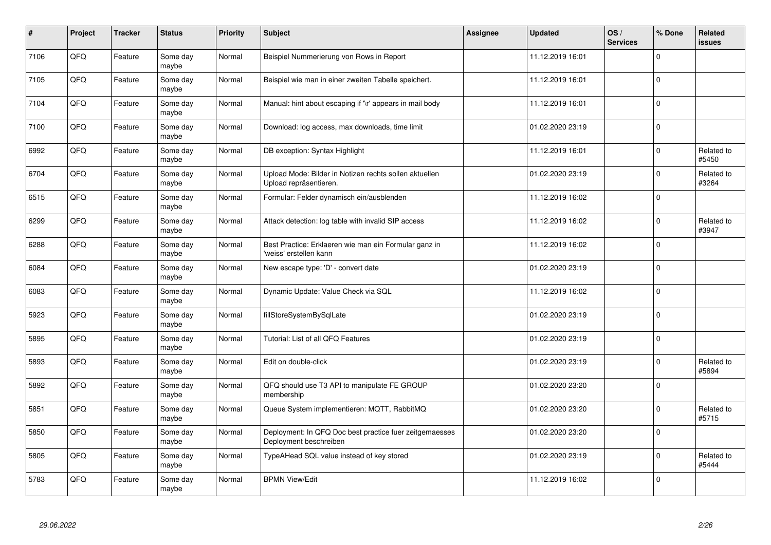| # | Project | Tracker | Status | Priority | Subject | Assignee | Updated | OS / Services | % Done | Related issues |
|---|---|---|---|---|---|---|---|---|---|---|
| 7106 | QFQ | Feature | Some day maybe | Normal | Beispiel Nummerierung von Rows in Report | | 11.12.2019 16:01 | | 0 | |
| 7105 | QFQ | Feature | Some day maybe | Normal | Beispiel wie man in einer zweiten Tabelle speichert. | | 11.12.2019 16:01 | | 0 | |
| 7104 | QFQ | Feature | Some day maybe | Normal | Manual: hint about escaping if '\r' appears in mail body | | 11.12.2019 16:01 | | 0 | |
| 7100 | QFQ | Feature | Some day maybe | Normal | Download: log access, max downloads, time limit | | 01.02.2020 23:19 | | 0 | |
| 6992 | QFQ | Feature | Some day maybe | Normal | DB exception: Syntax Highlight | | 11.12.2019 16:01 | | 0 | Related to #5450 |
| 6704 | QFQ | Feature | Some day maybe | Normal | Upload Mode: Bilder in Notizen rechts sollen aktuellen Upload repräsentieren. | | 01.02.2020 23:19 | | 0 | Related to #3264 |
| 6515 | QFQ | Feature | Some day maybe | Normal | Formular: Felder dynamisch ein/ausblenden | | 11.12.2019 16:02 | | 0 | |
| 6299 | QFQ | Feature | Some day maybe | Normal | Attack detection: log table with invalid SIP access | | 11.12.2019 16:02 | | 0 | Related to #3947 |
| 6288 | QFQ | Feature | Some day maybe | Normal | Best Practice: Erklaeren wie man ein Formular ganz in 'weiss' erstellen kann | | 11.12.2019 16:02 | | 0 | |
| 6084 | QFQ | Feature | Some day maybe | Normal | New escape type: 'D' - convert date | | 01.02.2020 23:19 | | 0 | |
| 6083 | QFQ | Feature | Some day maybe | Normal | Dynamic Update: Value Check via SQL | | 11.12.2019 16:02 | | 0 | |
| 5923 | QFQ | Feature | Some day maybe | Normal | fillStoreSystemBySqlLate | | 01.02.2020 23:19 | | 0 | |
| 5895 | QFQ | Feature | Some day maybe | Normal | Tutorial: List of all QFQ Features | | 01.02.2020 23:19 | | 0 | |
| 5893 | QFQ | Feature | Some day maybe | Normal | Edit on double-click | | 01.02.2020 23:19 | | 0 | Related to #5894 |
| 5892 | QFQ | Feature | Some day maybe | Normal | QFQ should use T3 API to manipulate FE GROUP membership | | 01.02.2020 23:20 | | 0 | |
| 5851 | QFQ | Feature | Some day maybe | Normal | Queue System implementieren: MQTT, RabbitMQ | | 01.02.2020 23:20 | | 0 | Related to #5715 |
| 5850 | QFQ | Feature | Some day maybe | Normal | Deployment: In QFQ Doc best practice fuer zeitgemaesses Deployment beschreiben | | 01.02.2020 23:20 | | 0 | |
| 5805 | QFQ | Feature | Some day maybe | Normal | TypeAHead SQL value instead of key stored | | 01.02.2020 23:19 | | 0 | Related to #5444 |
| 5783 | QFQ | Feature | Some day maybe | Normal | BPMN View/Edit | | 11.12.2019 16:02 | | 0 | |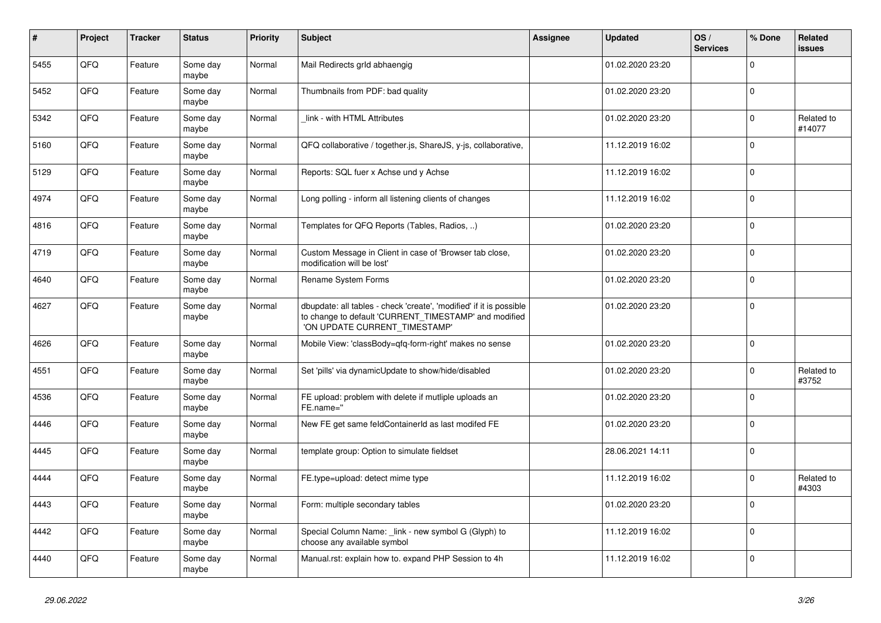| # | Project | Tracker | Status | Priority | Subject | Assignee | Updated | OS / Services | % Done | Related issues |
|---|---|---|---|---|---|---|---|---|---|---|
| 5455 | QFQ | Feature | Some day maybe | Normal | Mail Redirects grId abhaengig | | 01.02.2020 23:20 | | 0 | |
| 5452 | QFQ | Feature | Some day maybe | Normal | Thumbnails from PDF: bad quality | | 01.02.2020 23:20 | | 0 | |
| 5342 | QFQ | Feature | Some day maybe | Normal | _link - with HTML Attributes | | 01.02.2020 23:20 | | 0 | Related to #14077 |
| 5160 | QFQ | Feature | Some day maybe | Normal | QFQ collaborative / together.js, ShareJS, y-js, collaborative, | | 11.12.2019 16:02 | | 0 | |
| 5129 | QFQ | Feature | Some day maybe | Normal | Reports: SQL fuer x Achse und y Achse | | 11.12.2019 16:02 | | 0 | |
| 4974 | QFQ | Feature | Some day maybe | Normal | Long polling - inform all listening clients of changes | | 11.12.2019 16:02 | | 0 | |
| 4816 | QFQ | Feature | Some day maybe | Normal | Templates for QFQ Reports (Tables, Radios, ..) | | 01.02.2020 23:20 | | 0 | |
| 4719 | QFQ | Feature | Some day maybe | Normal | Custom Message in Client in case of 'Browser tab close, modification will be lost' | | 01.02.2020 23:20 | | 0 | |
| 4640 | QFQ | Feature | Some day maybe | Normal | Rename System Forms | | 01.02.2020 23:20 | | 0 | |
| 4627 | QFQ | Feature | Some day maybe | Normal | dbupdate: all tables - check 'create', 'modified' if it is possible to change to default 'CURRENT_TIMESTAMP' and modified 'ON UPDATE CURRENT_TIMESTAMP' | | 01.02.2020 23:20 | | 0 | |
| 4626 | QFQ | Feature | Some day maybe | Normal | Mobile View: 'classBody=qfq-form-right' makes no sense | | 01.02.2020 23:20 | | 0 | |
| 4551 | QFQ | Feature | Some day maybe | Normal | Set 'pills' via dynamicUpdate to show/hide/disabled | | 01.02.2020 23:20 | | 0 | Related to #3752 |
| 4536 | QFQ | Feature | Some day maybe | Normal | FE upload: problem with delete if mutliple uploads an FE.name=" | | 01.02.2020 23:20 | | 0 | |
| 4446 | QFQ | Feature | Some day maybe | Normal | New FE get same feldContainerId as last modifed FE | | 01.02.2020 23:20 | | 0 | |
| 4445 | QFQ | Feature | Some day maybe | Normal | template group: Option to simulate fieldset | | 28.06.2021 14:11 | | 0 | |
| 4444 | QFQ | Feature | Some day maybe | Normal | FE.type=upload: detect mime type | | 11.12.2019 16:02 | | 0 | Related to #4303 |
| 4443 | QFQ | Feature | Some day maybe | Normal | Form: multiple secondary tables | | 01.02.2020 23:20 | | 0 | |
| 4442 | QFQ | Feature | Some day maybe | Normal | Special Column Name: _link - new symbol G (Glyph) to choose any available symbol | | 11.12.2019 16:02 | | 0 | |
| 4440 | QFQ | Feature | Some day maybe | Normal | Manual.rst: explain how to. expand PHP Session to 4h | | 11.12.2019 16:02 | | 0 | |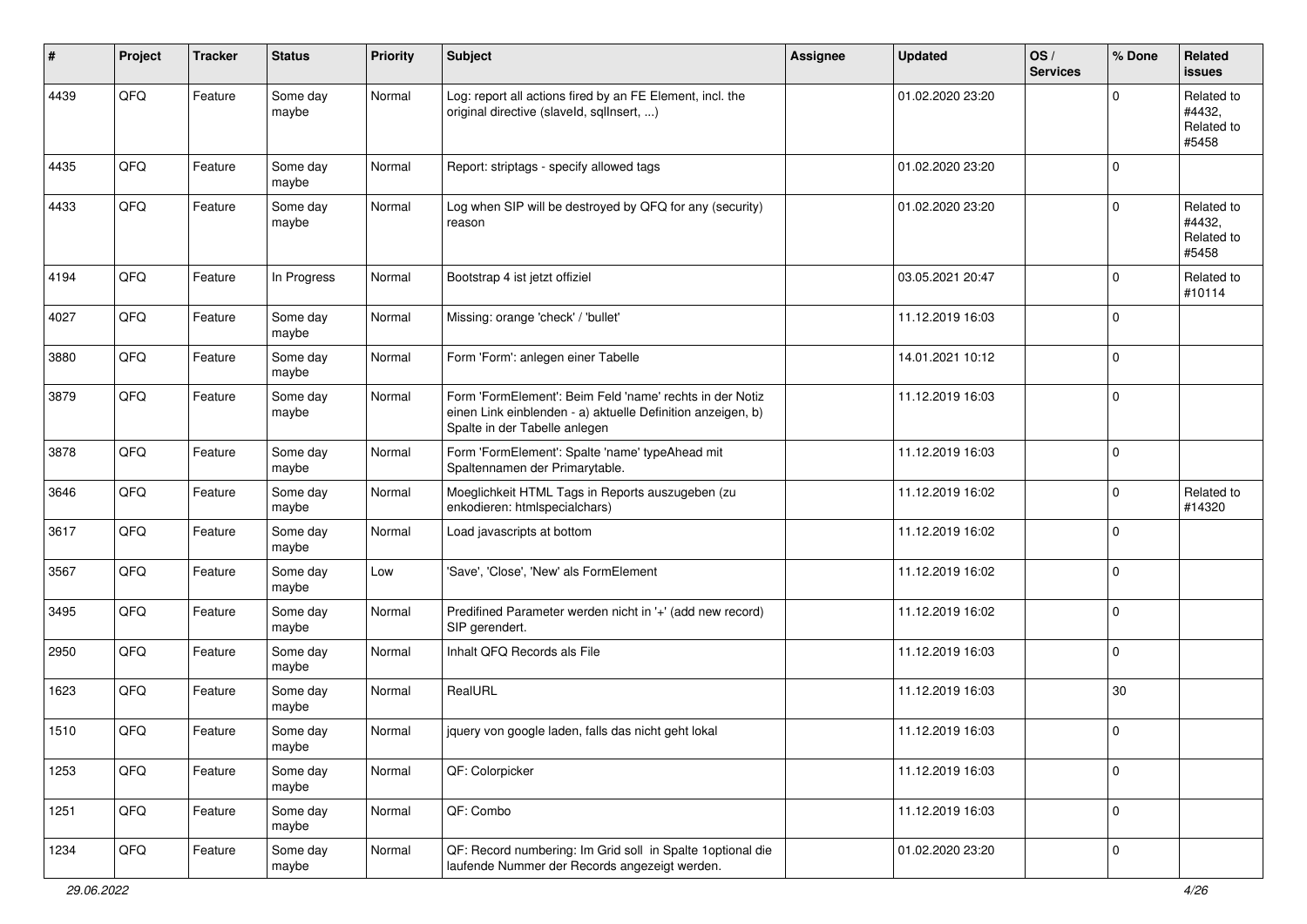| # | Project | Tracker | Status | Priority | Subject | Assignee | Updated | OS / Services | % Done | Related issues |
|---|---|---|---|---|---|---|---|---|---|---|
| 4439 | QFQ | Feature | Some day maybe | Normal | Log: report all actions fired by an FE Element, incl. the original directive (slaveId, sqlInsert, ...) | | 01.02.2020 23:20 | | 0 | Related to #4432, Related to #5458 |
| 4435 | QFQ | Feature | Some day maybe | Normal | Report: striptags - specify allowed tags | | 01.02.2020 23:20 | | 0 | |
| 4433 | QFQ | Feature | Some day maybe | Normal | Log when SIP will be destroyed by QFQ for any (security) reason | | 01.02.2020 23:20 | | 0 | Related to #4432, Related to #5458 |
| 4194 | QFQ | Feature | In Progress | Normal | Bootstrap 4 ist jetzt offiziel | | 03.05.2021 20:47 | | 0 | Related to #10114 |
| 4027 | QFQ | Feature | Some day maybe | Normal | Missing: orange 'check' / 'bullet' | | 11.12.2019 16:03 | | 0 | |
| 3880 | QFQ | Feature | Some day maybe | Normal | Form 'Form': anlegen einer Tabelle | | 14.01.2021 10:12 | | 0 | |
| 3879 | QFQ | Feature | Some day maybe | Normal | Form 'FormElement': Beim Feld 'name' rechts in der Notiz einen Link einblenden - a) aktuelle Definition anzeigen, b) Spalte in der Tabelle anlegen | | 11.12.2019 16:03 | | 0 | |
| 3878 | QFQ | Feature | Some day maybe | Normal | Form 'FormElement': Spalte 'name' typeAhead mit Spaltennamen der Primarytable. | | 11.12.2019 16:03 | | 0 | |
| 3646 | QFQ | Feature | Some day maybe | Normal | Moeglichkeit HTML Tags in Reports auszugeben (zu enkodieren: htmlspecialchars) | | 11.12.2019 16:02 | | 0 | Related to #14320 |
| 3617 | QFQ | Feature | Some day maybe | Normal | Load javascripts at bottom | | 11.12.2019 16:02 | | 0 | |
| 3567 | QFQ | Feature | Some day maybe | Low | 'Save', 'Close', 'New' als FormElement | | 11.12.2019 16:02 | | 0 | |
| 3495 | QFQ | Feature | Some day maybe | Normal | Predifined Parameter werden nicht in '+' (add new record) SIP gerendert. | | 11.12.2019 16:02 | | 0 | |
| 2950 | QFQ | Feature | Some day maybe | Normal | Inhalt QFQ Records als File | | 11.12.2019 16:03 | | 0 | |
| 1623 | QFQ | Feature | Some day maybe | Normal | RealURL | | 11.12.2019 16:03 | | 30 | |
| 1510 | QFQ | Feature | Some day maybe | Normal | jquery von google laden, falls das nicht geht lokal | | 11.12.2019 16:03 | | 0 | |
| 1253 | QFQ | Feature | Some day maybe | Normal | QF: Colorpicker | | 11.12.2019 16:03 | | 0 | |
| 1251 | QFQ | Feature | Some day maybe | Normal | QF: Combo | | 11.12.2019 16:03 | | 0 | |
| 1234 | QFQ | Feature | Some day maybe | Normal | QF: Record numbering: Im Grid soll in Spalte 1optional die laufende Nummer der Records angezeigt werden. | | 01.02.2020 23:20 | | 0 | |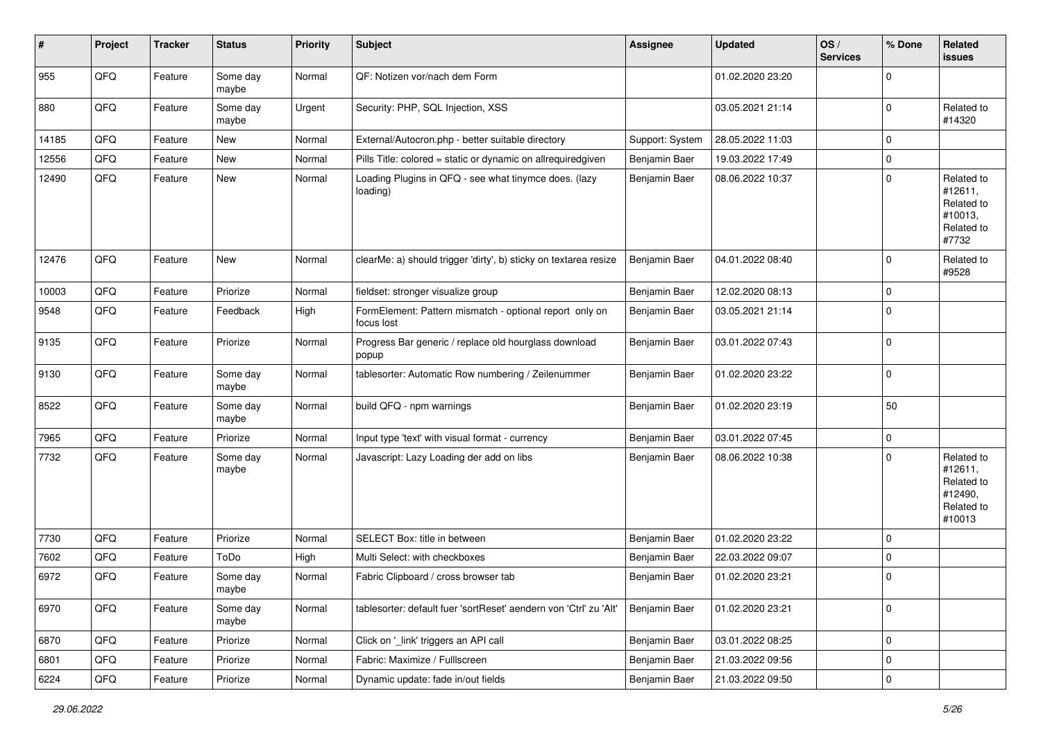| # | Project | Tracker | Status | Priority | Subject | Assignee | Updated | OS / Services | % Done | Related issues |
|---|---|---|---|---|---|---|---|---|---|---|
| 955 | QFQ | Feature | Some day maybe | Normal | QF: Notizen vor/nach dem Form | | 01.02.2020 23:20 | | 0 | |
| 880 | QFQ | Feature | Some day maybe | Urgent | Security: PHP, SQL Injection, XSS | | 03.05.2021 21:14 | | 0 | Related to #14320 |
| 14185 | QFQ | Feature | New | Normal | External/Autocron.php - better suitable directory | Support: System | 28.05.2022 11:03 | | 0 | |
| 12556 | QFQ | Feature | New | Normal | Pills Title: colored = static or dynamic on allrequiredgiven | Benjamin Baer | 19.03.2022 17:49 | | 0 | |
| 12490 | QFQ | Feature | New | Normal | Loading Plugins in QFQ - see what tinymce does. (lazy loading) | Benjamin Baer | 08.06.2022 10:37 | | 0 | Related to #12611, Related to #10013, Related to #7732 |
| 12476 | QFQ | Feature | New | Normal | clearMe: a) should trigger 'dirty', b) sticky on textarea resize | Benjamin Baer | 04.01.2022 08:40 | | 0 | Related to #9528 |
| 10003 | QFQ | Feature | Priorize | Normal | fieldset: stronger visualize group | Benjamin Baer | 12.02.2020 08:13 | | 0 | |
| 9548 | QFQ | Feature | Feedback | High | FormElement: Pattern mismatch - optional report only on focus lost | Benjamin Baer | 03.05.2021 21:14 | | 0 | |
| 9135 | QFQ | Feature | Priorize | Normal | Progress Bar generic / replace old hourglass download popup | Benjamin Baer | 03.01.2022 07:43 | | 0 | |
| 9130 | QFQ | Feature | Some day maybe | Normal | tablesorter: Automatic Row numbering / Zeilenummer | Benjamin Baer | 01.02.2020 23:22 | | 0 | |
| 8522 | QFQ | Feature | Some day maybe | Normal | build QFQ - npm warnings | Benjamin Baer | 01.02.2020 23:19 | | 50 | |
| 7965 | QFQ | Feature | Priorize | Normal | Input type 'text' with visual format - currency | Benjamin Baer | 03.01.2022 07:45 | | 0 | |
| 7732 | QFQ | Feature | Some day maybe | Normal | Javascript: Lazy Loading der add on libs | Benjamin Baer | 08.06.2022 10:38 | | 0 | Related to #12611, Related to #12490, Related to #10013 |
| 7730 | QFQ | Feature | Priorize | Normal | SELECT Box: title in between | Benjamin Baer | 01.02.2020 23:22 | | 0 | |
| 7602 | QFQ | Feature | ToDo | High | Multi Select: with checkboxes | Benjamin Baer | 22.03.2022 09:07 | | 0 | |
| 6972 | QFQ | Feature | Some day maybe | Normal | Fabric Clipboard / cross browser tab | Benjamin Baer | 01.02.2020 23:21 | | 0 | |
| 6970 | QFQ | Feature | Some day maybe | Normal | tablesorter: default fuer 'sortReset' aendern von 'Ctrl' zu 'Alt' | Benjamin Baer | 01.02.2020 23:21 | | 0 | |
| 6870 | QFQ | Feature | Priorize | Normal | Click on '_link' triggers an API call | Benjamin Baer | 03.01.2022 08:25 | | 0 | |
| 6801 | QFQ | Feature | Priorize | Normal | Fabric: Maximize / Fulllscreen | Benjamin Baer | 21.03.2022 09:56 | | 0 | |
| 6224 | QFQ | Feature | Priorize | Normal | Dynamic update: fade in/out fields | Benjamin Baer | 21.03.2022 09:50 | | 0 | |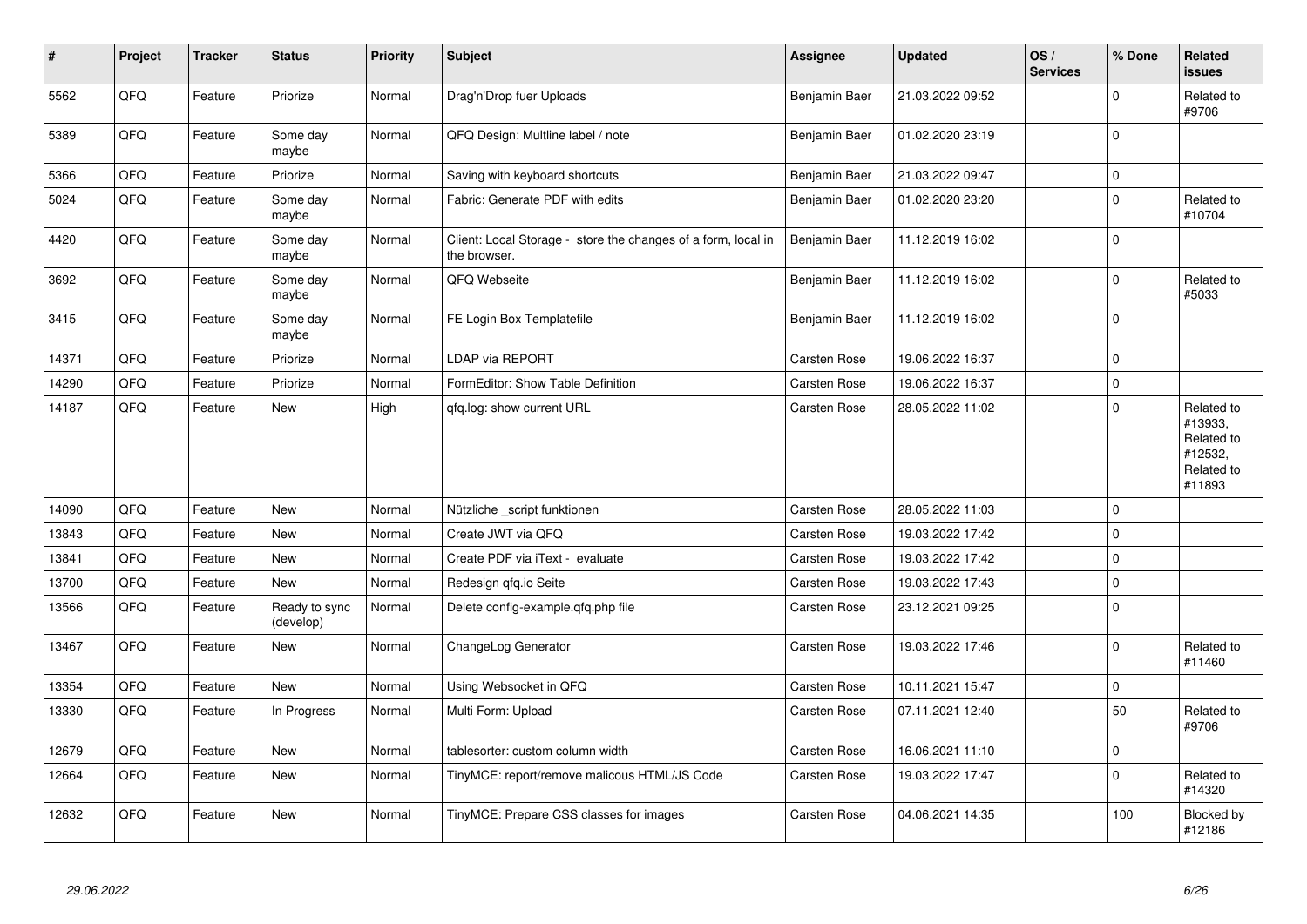| # | Project | Tracker | Status | Priority | Subject | Assignee | Updated | OS / Services | % Done | Related issues |
|---|---|---|---|---|---|---|---|---|---|---|
| 5562 | QFQ | Feature | Priorize | Normal | Drag'n'Drop fuer Uploads | Benjamin Baer | 21.03.2022 09:52 | | 0 | Related to #9706 |
| 5389 | QFQ | Feature | Some day maybe | Normal | QFQ Design: Multline label / note | Benjamin Baer | 01.02.2020 23:19 | | 0 | |
| 5366 | QFQ | Feature | Priorize | Normal | Saving with keyboard shortcuts | Benjamin Baer | 21.03.2022 09:47 | | 0 | |
| 5024 | QFQ | Feature | Some day maybe | Normal | Fabric: Generate PDF with edits | Benjamin Baer | 01.02.2020 23:20 | | 0 | Related to #10704 |
| 4420 | QFQ | Feature | Some day maybe | Normal | Client: Local Storage - store the changes of a form, local in the browser. | Benjamin Baer | 11.12.2019 16:02 | | 0 | |
| 3692 | QFQ | Feature | Some day maybe | Normal | QFQ Webseite | Benjamin Baer | 11.12.2019 16:02 | | 0 | Related to #5033 |
| 3415 | QFQ | Feature | Some day maybe | Normal | FE Login Box Templatefile | Benjamin Baer | 11.12.2019 16:02 | | 0 | |
| 14371 | QFQ | Feature | Priorize | Normal | LDAP via REPORT | Carsten Rose | 19.06.2022 16:37 | | 0 | |
| 14290 | QFQ | Feature | Priorize | Normal | FormEditor: Show Table Definition | Carsten Rose | 19.06.2022 16:37 | | 0 | |
| 14187 | QFQ | Feature | New | High | qfq.log: show current URL | Carsten Rose | 28.05.2022 11:02 | | 0 | Related to #13933, Related to #12532, Related to #11893 |
| 14090 | QFQ | Feature | New | Normal | Nützliche _script funktionen | Carsten Rose | 28.05.2022 11:03 | | 0 | |
| 13843 | QFQ | Feature | New | Normal | Create JWT via QFQ | Carsten Rose | 19.03.2022 17:42 | | 0 | |
| 13841 | QFQ | Feature | New | Normal | Create PDF via iText - evaluate | Carsten Rose | 19.03.2022 17:42 | | 0 | |
| 13700 | QFQ | Feature | New | Normal | Redesign qfq.io Seite | Carsten Rose | 19.03.2022 17:43 | | 0 | |
| 13566 | QFQ | Feature | Ready to sync (develop) | Normal | Delete config-example.qfq.php file | Carsten Rose | 23.12.2021 09:25 | | 0 | |
| 13467 | QFQ | Feature | New | Normal | ChangeLog Generator | Carsten Rose | 19.03.2022 17:46 | | 0 | Related to #11460 |
| 13354 | QFQ | Feature | New | Normal | Using Websocket in QFQ | Carsten Rose | 10.11.2021 15:47 | | 0 | |
| 13330 | QFQ | Feature | In Progress | Normal | Multi Form: Upload | Carsten Rose | 07.11.2021 12:40 | | 50 | Related to #9706 |
| 12679 | QFQ | Feature | New | Normal | tablesorter: custom column width | Carsten Rose | 16.06.2021 11:10 | | 0 | |
| 12664 | QFQ | Feature | New | Normal | TinyMCE: report/remove malicous HTML/JS Code | Carsten Rose | 19.03.2022 17:47 | | 0 | Related to #14320 |
| 12632 | QFQ | Feature | New | Normal | TinyMCE: Prepare CSS classes for images | Carsten Rose | 04.06.2021 14:35 | | 100 | Blocked by #12186 |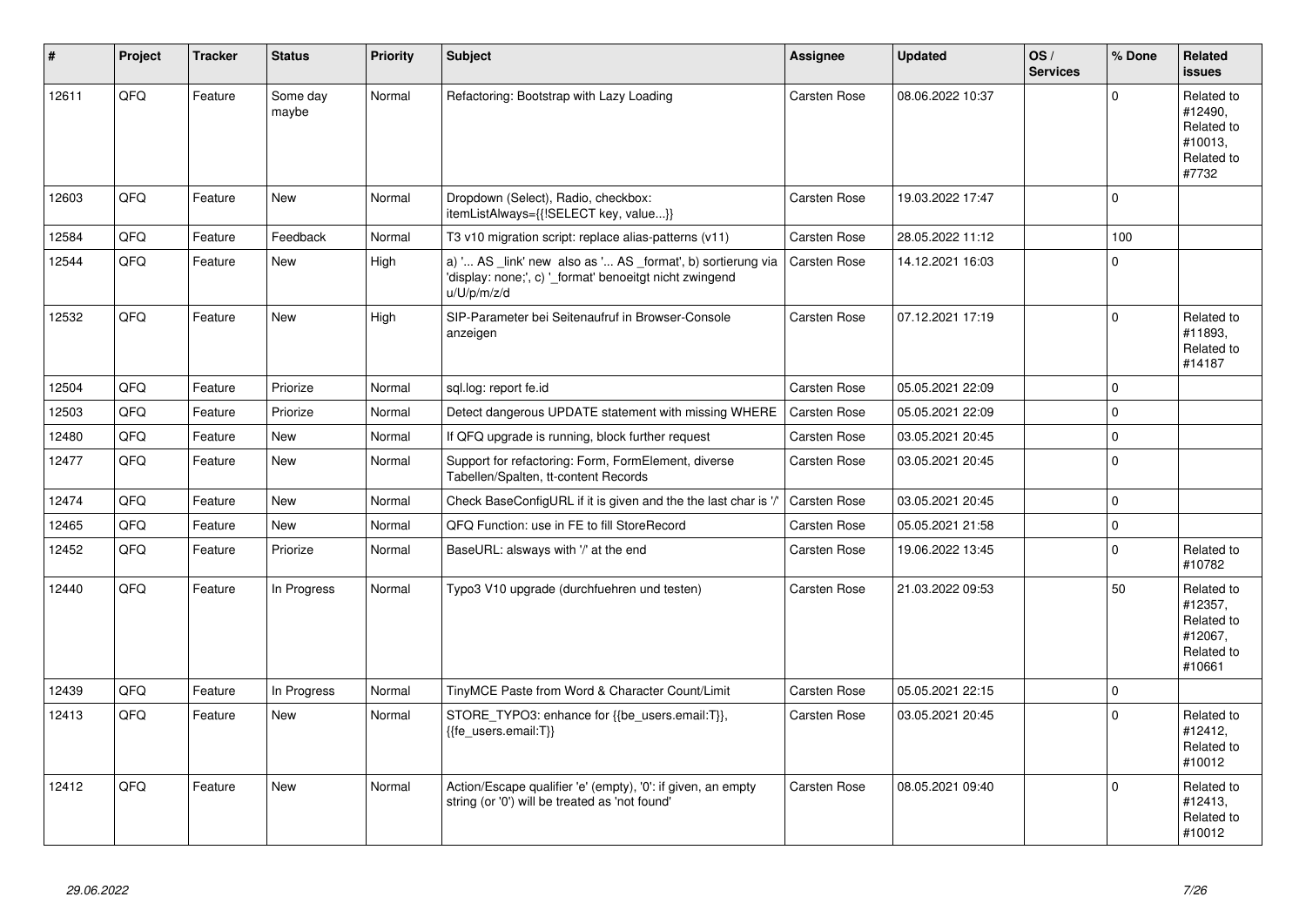| # | Project | Tracker | Status | Priority | Subject | Assignee | Updated | OS / Services | % Done | Related issues |
|---|---|---|---|---|---|---|---|---|---|---|
| 12611 | QFQ | Feature | Some day maybe | Normal | Refactoring: Bootstrap with Lazy Loading | Carsten Rose | 08.06.2022 10:37 | | 0 | Related to #12490, Related to #10013, Related to #7732 |
| 12603 | QFQ | Feature | New | Normal | Dropdown (Select), Radio, checkbox: itemListAlways={{!SELECT key, value...}} | Carsten Rose | 19.03.2022 17:47 | | 0 | |
| 12584 | QFQ | Feature | Feedback | Normal | T3 v10 migration script: replace alias-patterns (v11) | Carsten Rose | 28.05.2022 11:12 | | 100 | |
| 12544 | QFQ | Feature | New | High | a) '... AS _link' new also as '... AS _format', b) sortierung via 'display: none;', c) '_format' benoeitgt nicht zwingend u/U/p/m/z/d | Carsten Rose | 14.12.2021 16:03 | | 0 | |
| 12532 | QFQ | Feature | New | High | SIP-Parameter bei Seitenaufruf in Browser-Console anzeigen | Carsten Rose | 07.12.2021 17:19 | | 0 | Related to #11893, Related to #14187 |
| 12504 | QFQ | Feature | Priorize | Normal | sql.log: report fe.id | Carsten Rose | 05.05.2021 22:09 | | 0 | |
| 12503 | QFQ | Feature | Priorize | Normal | Detect dangerous UPDATE statement with missing WHERE | Carsten Rose | 05.05.2021 22:09 | | 0 | |
| 12480 | QFQ | Feature | New | Normal | If QFQ upgrade is running, block further request | Carsten Rose | 03.05.2021 20:45 | | 0 | |
| 12477 | QFQ | Feature | New | Normal | Support for refactoring: Form, FormElement, diverse Tabellen/Spalten, tt-content Records | Carsten Rose | 03.05.2021 20:45 | | 0 | |
| 12474 | QFQ | Feature | New | Normal | Check BaseConfigURL if it is given and the the last char is '/' | Carsten Rose | 03.05.2021 20:45 | | 0 | |
| 12465 | QFQ | Feature | New | Normal | QFQ Function: use in FE to fill StoreRecord | Carsten Rose | 05.05.2021 21:58 | | 0 | |
| 12452 | QFQ | Feature | Priorize | Normal | BaseURL: alsways with '/' at the end | Carsten Rose | 19.06.2022 13:45 | | 0 | Related to #10782 |
| 12440 | QFQ | Feature | In Progress | Normal | Typo3 V10 upgrade (durchfuehren und testen) | Carsten Rose | 21.03.2022 09:53 | | 50 | Related to #12357, Related to #12067, Related to #10661 |
| 12439 | QFQ | Feature | In Progress | Normal | TinyMCE Paste from Word & Character Count/Limit | Carsten Rose | 05.05.2021 22:15 | | 0 | |
| 12413 | QFQ | Feature | New | Normal | STORE_TYPO3: enhance for {{be_users.email:T}}, {{fe_users.email:T}} | Carsten Rose | 03.05.2021 20:45 | | 0 | Related to #12412, Related to #10012 |
| 12412 | QFQ | Feature | New | Normal | Action/Escape qualifier 'e' (empty), '0': if given, an empty string (or '0') will be treated as 'not found' | Carsten Rose | 08.05.2021 09:40 | | 0 | Related to #12413, Related to #10012 |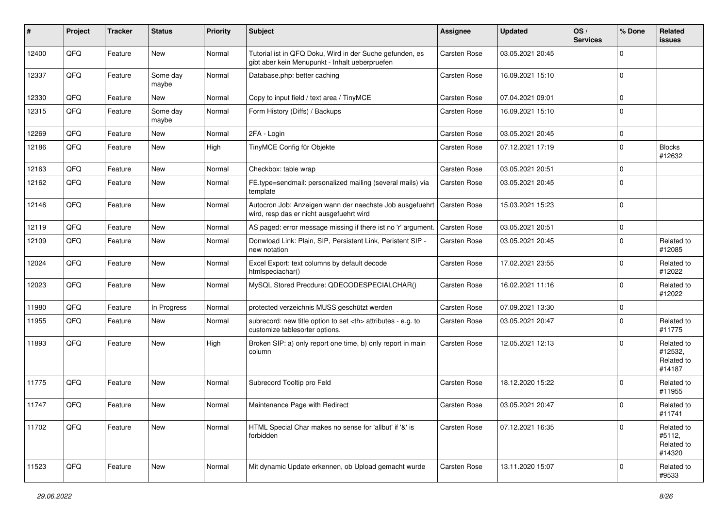| # | Project | Tracker | Status | Priority | Subject | Assignee | Updated | OS / Services | % Done | Related issues |
|---|---|---|---|---|---|---|---|---|---|---|
| 12400 | QFQ | Feature | New | Normal | Tutorial ist in QFQ Doku, Wird in der Suche gefunden, es gibt aber kein Menupunkt - Inhalt ueberpruefen | Carsten Rose | 03.05.2021 20:45 | | 0 | |
| 12337 | QFQ | Feature | Some day maybe | Normal | Database.php: better caching | Carsten Rose | 16.09.2021 15:10 | | 0 | |
| 12330 | QFQ | Feature | New | Normal | Copy to input field / text area / TinyMCE | Carsten Rose | 07.04.2021 09:01 | | 0 | |
| 12315 | QFQ | Feature | Some day maybe | Normal | Form History (Diffs) / Backups | Carsten Rose | 16.09.2021 15:10 | | 0 | |
| 12269 | QFQ | Feature | New | Normal | 2FA - Login | Carsten Rose | 03.05.2021 20:45 | | 0 | |
| 12186 | QFQ | Feature | New | High | TinyMCE Config für Objekte | Carsten Rose | 07.12.2021 17:19 | | 0 | Blocks #12632 |
| 12163 | QFQ | Feature | New | Normal | Checkbox: table wrap | Carsten Rose | 03.05.2021 20:51 | | 0 | |
| 12162 | QFQ | Feature | New | Normal | FE.type=sendmail: personalized mailing (several mails) via template | Carsten Rose | 03.05.2021 20:45 | | 0 | |
| 12146 | QFQ | Feature | New | Normal | Autocron Job: Anzeigen wann der naechste Job ausgefuehrt wird, resp das er nicht ausgefuehrt wird | Carsten Rose | 15.03.2021 15:23 | | 0 | |
| 12119 | QFQ | Feature | New | Normal | AS paged: error message missing if there ist no 'r' argument. | Carsten Rose | 03.05.2021 20:51 | | 0 | |
| 12109 | QFQ | Feature | New | Normal | Donwload Link: Plain, SIP, Persistent Link, Peristent SIP - new notation | Carsten Rose | 03.05.2021 20:45 | | 0 | Related to #12085 |
| 12024 | QFQ | Feature | New | Normal | Excel Export: text columns by default decode htmlspeciachar() | Carsten Rose | 17.02.2021 23:55 | | 0 | Related to #12022 |
| 12023 | QFQ | Feature | New | Normal | MySQL Stored Precdure: QDECODESPECIALCHAR() | Carsten Rose | 16.02.2021 11:16 | | 0 | Related to #12022 |
| 11980 | QFQ | Feature | In Progress | Normal | protected verzeichnis MUSS geschützt werden | Carsten Rose | 07.09.2021 13:30 | | 0 | |
| 11955 | QFQ | Feature | New | Normal | subrecord: new title option to set <th> attributes - e.g. to customize tablesorter options. | Carsten Rose | 03.05.2021 20:47 | | 0 | Related to #11775 |
| 11893 | QFQ | Feature | New | High | Broken SIP: a) only report one time, b) only report in main column | Carsten Rose | 12.05.2021 12:13 | | 0 | Related to #12532, Related to #14187 |
| 11775 | QFQ | Feature | New | Normal | Subrecord Tooltip pro Feld | Carsten Rose | 18.12.2020 15:22 | | 0 | Related to #11955 |
| 11747 | QFQ | Feature | New | Normal | Maintenance Page with Redirect | Carsten Rose | 03.05.2021 20:47 | | 0 | Related to #11741 |
| 11702 | QFQ | Feature | New | Normal | HTML Special Char makes no sense for 'allbut' if '&' is forbidden | Carsten Rose | 07.12.2021 16:35 | | 0 | Related to #5112, Related to #14320 |
| 11523 | QFQ | Feature | New | Normal | Mit dynamic Update erkennen, ob Upload gemacht wurde | Carsten Rose | 13.11.2020 15:07 | | 0 | Related to #9533 |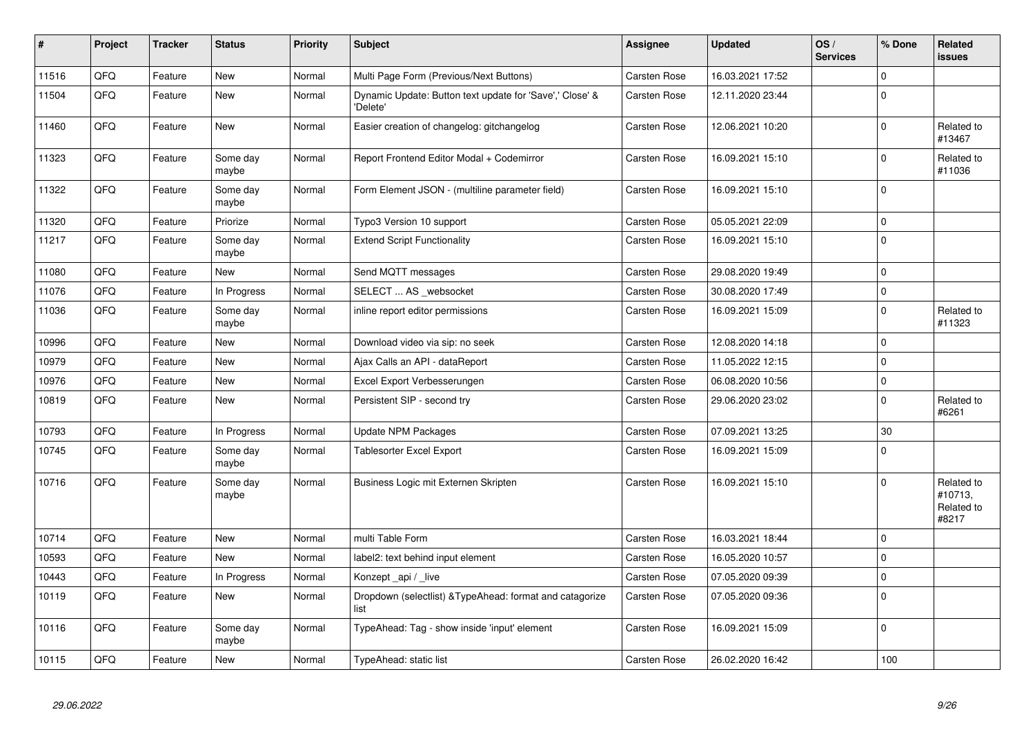| # | Project | Tracker | Status | Priority | Subject | Assignee | Updated | OS / Services | % Done | Related issues |
|---|---|---|---|---|---|---|---|---|---|---|
| 11516 | QFQ | Feature | New | Normal | Multi Page Form (Previous/Next Buttons) | Carsten Rose | 16.03.2021 17:52 | | 0 | |
| 11504 | QFQ | Feature | New | Normal | Dynamic Update: Button text update for 'Save',' Close' & 'Delete' | Carsten Rose | 12.11.2020 23:44 | | 0 | |
| 11460 | QFQ | Feature | New | Normal | Easier creation of changelog: gitchangelog | Carsten Rose | 12.06.2021 10:20 | | 0 | Related to #13467 |
| 11323 | QFQ | Feature | Some day maybe | Normal | Report Frontend Editor Modal + Codemirror | Carsten Rose | 16.09.2021 15:10 | | 0 | Related to #11036 |
| 11322 | QFQ | Feature | Some day maybe | Normal | Form Element JSON - (multiline parameter field) | Carsten Rose | 16.09.2021 15:10 | | 0 | |
| 11320 | QFQ | Feature | Priorize | Normal | Typo3 Version 10 support | Carsten Rose | 05.05.2021 22:09 | | 0 | |
| 11217 | QFQ | Feature | Some day maybe | Normal | Extend Script Functionality | Carsten Rose | 16.09.2021 15:10 | | 0 | |
| 11080 | QFQ | Feature | New | Normal | Send MQTT messages | Carsten Rose | 29.08.2020 19:49 | | 0 | |
| 11076 | QFQ | Feature | In Progress | Normal | SELECT ... AS _websocket | Carsten Rose | 30.08.2020 17:49 | | 0 | |
| 11036 | QFQ | Feature | Some day maybe | Normal | inline report editor permissions | Carsten Rose | 16.09.2021 15:09 | | 0 | Related to #11323 |
| 10996 | QFQ | Feature | New | Normal | Download video via sip: no seek | Carsten Rose | 12.08.2020 14:18 | | 0 | |
| 10979 | QFQ | Feature | New | Normal | Ajax Calls an API - dataReport | Carsten Rose | 11.05.2022 12:15 | | 0 | |
| 10976 | QFQ | Feature | New | Normal | Excel Export Verbesserungen | Carsten Rose | 06.08.2020 10:56 | | 0 | |
| 10819 | QFQ | Feature | New | Normal | Persistent SIP - second try | Carsten Rose | 29.06.2020 23:02 | | 0 | Related to #6261 |
| 10793 | QFQ | Feature | In Progress | Normal | Update NPM Packages | Carsten Rose | 07.09.2021 13:25 | | 30 | |
| 10745 | QFQ | Feature | Some day maybe | Normal | Tablesorter Excel Export | Carsten Rose | 16.09.2021 15:09 | | 0 | |
| 10716 | QFQ | Feature | Some day maybe | Normal | Business Logic mit Externen Skripten | Carsten Rose | 16.09.2021 15:10 | | 0 | Related to #10713, Related to #8217 |
| 10714 | QFQ | Feature | New | Normal | multi Table Form | Carsten Rose | 16.03.2021 18:44 | | 0 | |
| 10593 | QFQ | Feature | New | Normal | label2: text behind input element | Carsten Rose | 16.05.2020 10:57 | | 0 | |
| 10443 | QFQ | Feature | In Progress | Normal | Konzept _api / _live | Carsten Rose | 07.05.2020 09:39 | | 0 | |
| 10119 | QFQ | Feature | New | Normal | Dropdown (selectlist) &TypeAhead: format and catagorize list | Carsten Rose | 07.05.2020 09:36 | | 0 | |
| 10116 | QFQ | Feature | Some day maybe | Normal | TypeAhead: Tag - show inside 'input' element | Carsten Rose | 16.09.2021 15:09 | | 0 | |
| 10115 | QFQ | Feature | New | Normal | TypeAhead: static list | Carsten Rose | 26.02.2020 16:42 | | 100 | |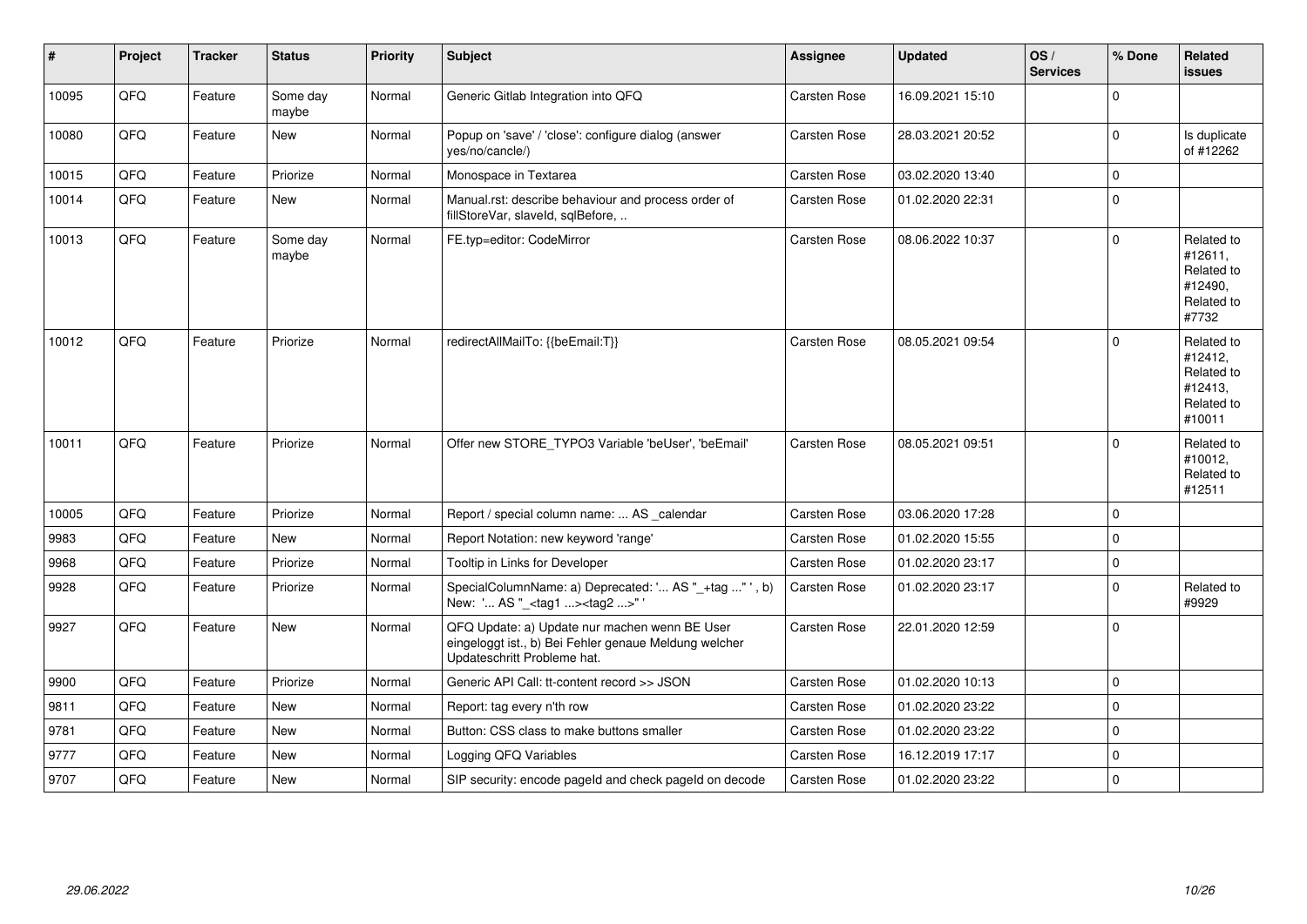| # | Project | Tracker | Status | Priority | Subject | Assignee | Updated | OS / Services | % Done | Related issues |
|---|---|---|---|---|---|---|---|---|---|---|
| 10095 | QFQ | Feature | Some day maybe | Normal | Generic Gitlab Integration into QFQ | Carsten Rose | 16.09.2021 15:10 | | 0 | |
| 10080 | QFQ | Feature | New | Normal | Popup on 'save' / 'close': configure dialog (answer yes/no/cancle/) | Carsten Rose | 28.03.2021 20:52 | | 0 | Is duplicate of #12262 |
| 10015 | QFQ | Feature | Priorize | Normal | Monospace in Textarea | Carsten Rose | 03.02.2020 13:40 | | 0 | |
| 10014 | QFQ | Feature | New | Normal | Manual.rst: describe behaviour and process order of fillStoreVar, slaveId, sqlBefore, .. | Carsten Rose | 01.02.2020 22:31 | | 0 | |
| 10013 | QFQ | Feature | Some day maybe | Normal | FE.typ=editor: CodeMirror | Carsten Rose | 08.06.2022 10:37 | | 0 | Related to #12611, Related to #12490, Related to #7732 |
| 10012 | QFQ | Feature | Priorize | Normal | redirectAllMailTo: {{beEmail:T}} | Carsten Rose | 08.05.2021 09:54 | | 0 | Related to #12412, Related to #12413, Related to #10011 |
| 10011 | QFQ | Feature | Priorize | Normal | Offer new STORE_TYPO3 Variable 'beUser', 'beEmail' | Carsten Rose | 08.05.2021 09:51 | | 0 | Related to #10012, Related to #12511 |
| 10005 | QFQ | Feature | Priorize | Normal | Report / special column name: ... AS _calendar | Carsten Rose | 03.06.2020 17:28 | | 0 | |
| 9983 | QFQ | Feature | New | Normal | Report Notation: new keyword 'range' | Carsten Rose | 01.02.2020 15:55 | | 0 | |
| 9968 | QFQ | Feature | Priorize | Normal | Tooltip in Links for Developer | Carsten Rose | 01.02.2020 23:17 | | 0 | |
| 9928 | QFQ | Feature | Priorize | Normal | SpecialColumnName: a) Deprecated: '... AS "_+tag ..." ', b) New: '... AS "_<tag1 ...><tag2 ...>" ' | Carsten Rose | 01.02.2020 23:17 | | 0 | Related to #9929 |
| 9927 | QFQ | Feature | New | Normal | QFQ Update: a) Update nur machen wenn BE User eingeloggt ist., b) Bei Fehler genaue Meldung welcher Updateschritt Probleme hat. | Carsten Rose | 22.01.2020 12:59 | | 0 | |
| 9900 | QFQ | Feature | Priorize | Normal | Generic API Call: tt-content record >> JSON | Carsten Rose | 01.02.2020 10:13 | | 0 | |
| 9811 | QFQ | Feature | New | Normal | Report: tag every n'th row | Carsten Rose | 01.02.2020 23:22 | | 0 | |
| 9781 | QFQ | Feature | New | Normal | Button: CSS class to make buttons smaller | Carsten Rose | 01.02.2020 23:22 | | 0 | |
| 9777 | QFQ | Feature | New | Normal | Logging QFQ Variables | Carsten Rose | 16.12.2019 17:17 | | 0 | |
| 9707 | QFQ | Feature | New | Normal | SIP security: encode pageId and check pageId on decode | Carsten Rose | 01.02.2020 23:22 | | 0 | |

*29.06.2022*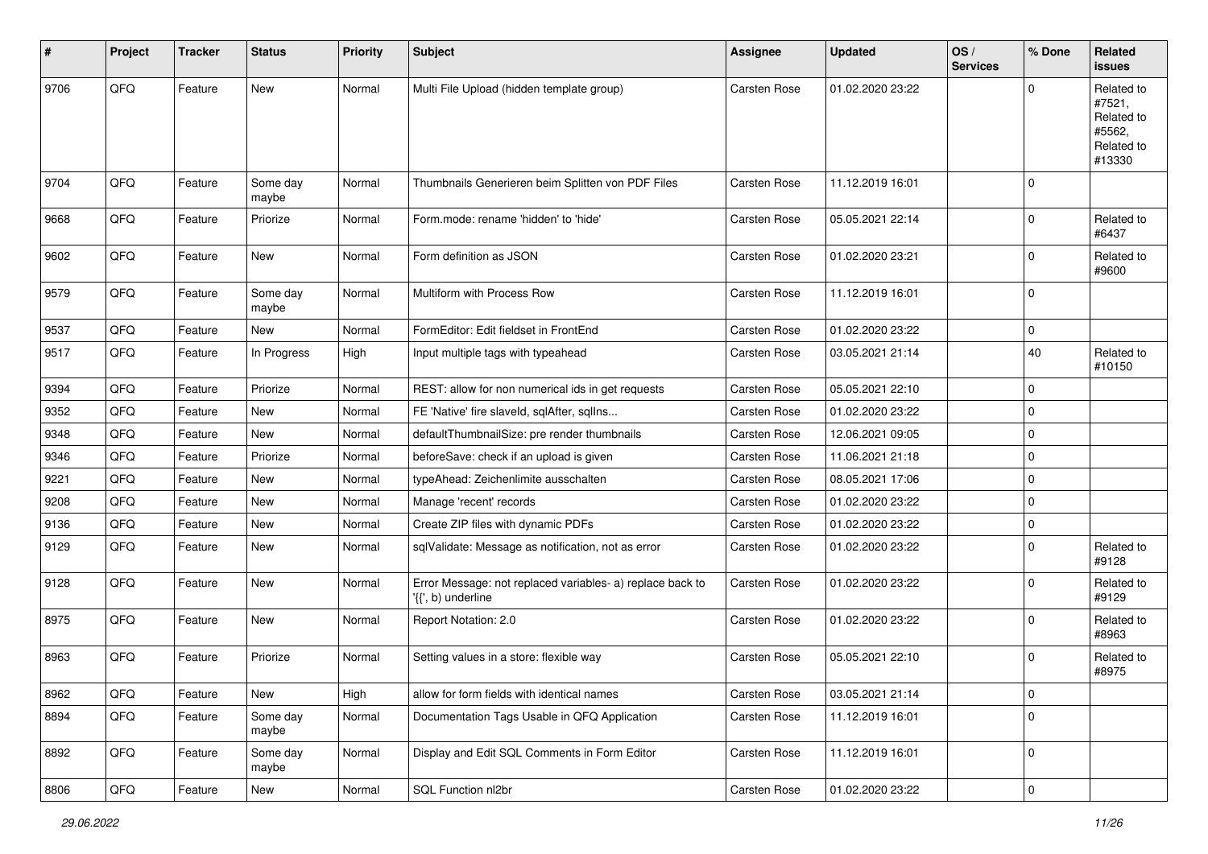| # | Project | Tracker | Status | Priority | Subject | Assignee | Updated | OS / Services | % Done | Related issues |
|---|---|---|---|---|---|---|---|---|---|---|
| 9706 | QFQ | Feature | New | Normal | Multi File Upload (hidden template group) | Carsten Rose | 01.02.2020 23:22 | | 0 | Related to #7521, Related to #5562, Related to #13330 |
| 9704 | QFQ | Feature | Some day maybe | Normal | Thumbnails Generieren beim Splitten von PDF Files | Carsten Rose | 11.12.2019 16:01 | | 0 | |
| 9668 | QFQ | Feature | Priorize | Normal | Form.mode: rename 'hidden' to 'hide' | Carsten Rose | 05.05.2021 22:14 | | 0 | Related to #6437 |
| 9602 | QFQ | Feature | New | Normal | Form definition as JSON | Carsten Rose | 01.02.2020 23:21 | | 0 | Related to #9600 |
| 9579 | QFQ | Feature | Some day maybe | Normal | Multiform with Process Row | Carsten Rose | 11.12.2019 16:01 | | 0 | |
| 9537 | QFQ | Feature | New | Normal | FormEditor: Edit fieldset in FrontEnd | Carsten Rose | 01.02.2020 23:22 | | 0 | |
| 9517 | QFQ | Feature | In Progress | High | Input multiple tags with typeahead | Carsten Rose | 03.05.2021 21:14 | | 40 | Related to #10150 |
| 9394 | QFQ | Feature | Priorize | Normal | REST: allow for non numerical ids in get requests | Carsten Rose | 05.05.2021 22:10 | | 0 | |
| 9352 | QFQ | Feature | New | Normal | FE 'Native' fire slaveId, sqlAfter, sqlIns... | Carsten Rose | 01.02.2020 23:22 | | 0 | |
| 9348 | QFQ | Feature | New | Normal | defaultThumbnailSize: pre render thumbnails | Carsten Rose | 12.06.2021 09:05 | | 0 | |
| 9346 | QFQ | Feature | Priorize | Normal | beforeSave: check if an upload is given | Carsten Rose | 11.06.2021 21:18 | | 0 | |
| 9221 | QFQ | Feature | New | Normal | typeAhead: Zeichenlimite ausschalten | Carsten Rose | 08.05.2021 17:06 | | 0 | |
| 9208 | QFQ | Feature | New | Normal | Manage 'recent' records | Carsten Rose | 01.02.2020 23:22 | | 0 | |
| 9136 | QFQ | Feature | New | Normal | Create ZIP files with dynamic PDFs | Carsten Rose | 01.02.2020 23:22 | | 0 | |
| 9129 | QFQ | Feature | New | Normal | sqlValidate: Message as notification, not as error | Carsten Rose | 01.02.2020 23:22 | | 0 | Related to #9128 |
| 9128 | QFQ | Feature | New | Normal | Error Message: not replaced variables- a) replace back to '{{', b) underline | Carsten Rose | 01.02.2020 23:22 | | 0 | Related to #9129 |
| 8975 | QFQ | Feature | New | Normal | Report Notation: 2.0 | Carsten Rose | 01.02.2020 23:22 | | 0 | Related to #8963 |
| 8963 | QFQ | Feature | Priorize | Normal | Setting values in a store: flexible way | Carsten Rose | 05.05.2021 22:10 | | 0 | Related to #8975 |
| 8962 | QFQ | Feature | New | High | allow for form fields with identical names | Carsten Rose | 03.05.2021 21:14 | | 0 | |
| 8894 | QFQ | Feature | Some day maybe | Normal | Documentation Tags Usable in QFQ Application | Carsten Rose | 11.12.2019 16:01 | | 0 | |
| 8892 | QFQ | Feature | Some day maybe | Normal | Display and Edit SQL Comments in Form Editor | Carsten Rose | 11.12.2019 16:01 | | 0 | |
| 8806 | QFQ | Feature | New | Normal | SQL Function nl2br | Carsten Rose | 01.02.2020 23:22 | | 0 | |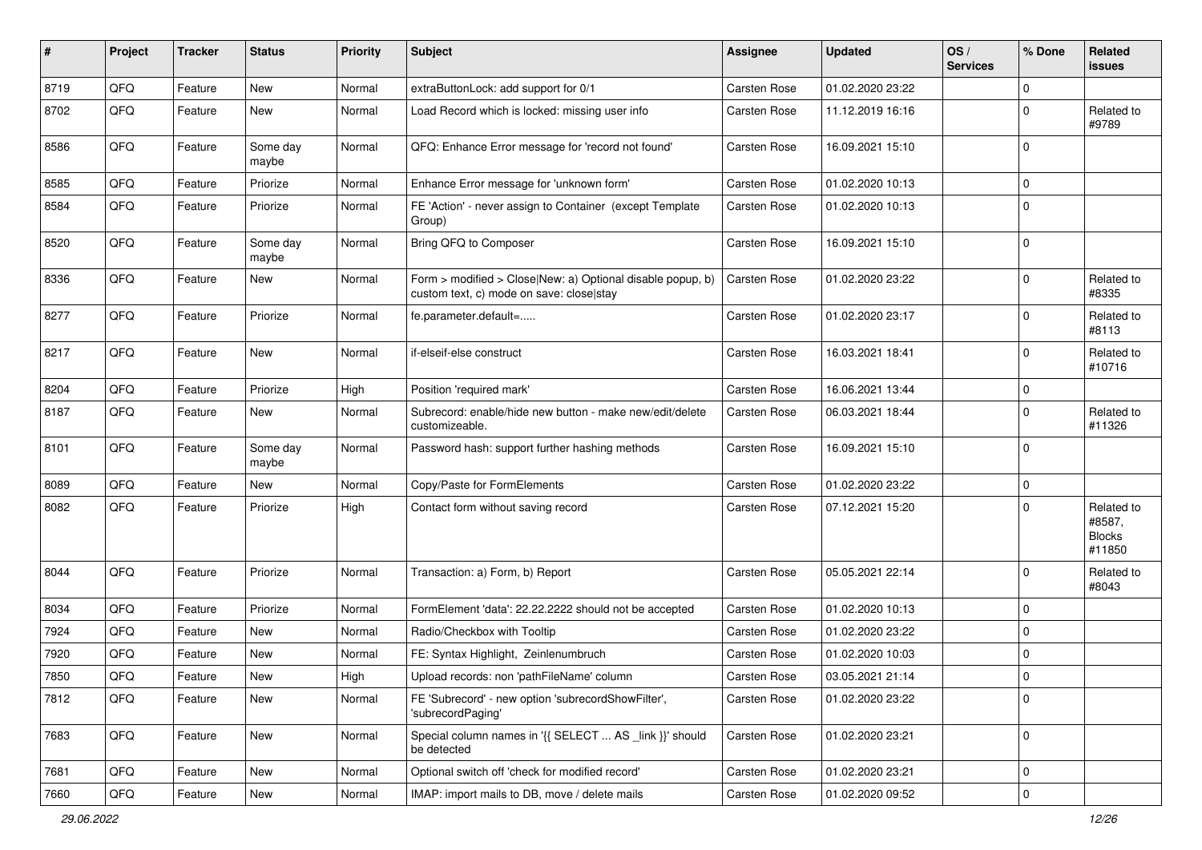| # | Project | Tracker | Status | Priority | Subject | Assignee | Updated | OS / Services | % Done | Related issues |
|---|---|---|---|---|---|---|---|---|---|---|
| 8719 | QFQ | Feature | New | Normal | extraButtonLock: add support for 0/1 | Carsten Rose | 01.02.2020 23:22 | | 0 | |
| 8702 | QFQ | Feature | New | Normal | Load Record which is locked: missing user info | Carsten Rose | 11.12.2019 16:16 | | 0 | Related to #9789 |
| 8586 | QFQ | Feature | Some day maybe | Normal | QFQ: Enhance Error message for 'record not found' | Carsten Rose | 16.09.2021 15:10 | | 0 | |
| 8585 | QFQ | Feature | Priorize | Normal | Enhance Error message for 'unknown form' | Carsten Rose | 01.02.2020 10:13 | | 0 | |
| 8584 | QFQ | Feature | Priorize | Normal | FE 'Action' - never assign to Container (except Template Group) | Carsten Rose | 01.02.2020 10:13 | | 0 | |
| 8520 | QFQ | Feature | Some day maybe | Normal | Bring QFQ to Composer | Carsten Rose | 16.09.2021 15:10 | | 0 | |
| 8336 | QFQ | Feature | New | Normal | Form > modified > Close\|New: a) Optional disable popup, b) custom text, c) mode on save: close\|stay | Carsten Rose | 01.02.2020 23:22 | | 0 | Related to #8335 |
| 8277 | QFQ | Feature | Priorize | Normal | fe.parameter.default=..... | Carsten Rose | 01.02.2020 23:17 | | 0 | Related to #8113 |
| 8217 | QFQ | Feature | New | Normal | if-elseif-else construct | Carsten Rose | 16.03.2021 18:41 | | 0 | Related to #10716 |
| 8204 | QFQ | Feature | Priorize | High | Position 'required mark' | Carsten Rose | 16.06.2021 13:44 | | 0 | |
| 8187 | QFQ | Feature | New | Normal | Subrecord: enable/hide new button - make new/edit/delete customizeable. | Carsten Rose | 06.03.2021 18:44 | | 0 | Related to #11326 |
| 8101 | QFQ | Feature | Some day maybe | Normal | Password hash: support further hashing methods | Carsten Rose | 16.09.2021 15:10 | | 0 | |
| 8089 | QFQ | Feature | New | Normal | Copy/Paste for FormElements | Carsten Rose | 01.02.2020 23:22 | | 0 | |
| 8082 | QFQ | Feature | Priorize | High | Contact form without saving record | Carsten Rose | 07.12.2021 15:20 | | 0 | Related to #8587, Blocks #11850 |
| 8044 | QFQ | Feature | Priorize | Normal | Transaction: a) Form, b) Report | Carsten Rose | 05.05.2021 22:14 | | 0 | Related to #8043 |
| 8034 | QFQ | Feature | Priorize | Normal | FormElement 'data': 22.22.2222 should not be accepted | Carsten Rose | 01.02.2020 10:13 | | 0 | |
| 7924 | QFQ | Feature | New | Normal | Radio/Checkbox with Tooltip | Carsten Rose | 01.02.2020 23:22 | | 0 | |
| 7920 | QFQ | Feature | New | Normal | FE: Syntax Highlight, Zeinlenumbruch | Carsten Rose | 01.02.2020 10:03 | | 0 | |
| 7850 | QFQ | Feature | New | High | Upload records: non 'pathFileName' column | Carsten Rose | 03.05.2021 21:14 | | 0 | |
| 7812 | QFQ | Feature | New | Normal | FE 'Subrecord' - new option 'subrecordShowFilter', 'subrecordPaging' | Carsten Rose | 01.02.2020 23:22 | | 0 | |
| 7683 | QFQ | Feature | New | Normal | Special column names in '{{ SELECT ... AS _link }}' should be detected | Carsten Rose | 01.02.2020 23:21 | | 0 | |
| 7681 | QFQ | Feature | New | Normal | Optional switch off 'check for modified record' | Carsten Rose | 01.02.2020 23:21 | | 0 | |
| 7660 | QFQ | Feature | New | Normal | IMAP: import mails to DB, move / delete mails | Carsten Rose | 01.02.2020 09:52 | | 0 | |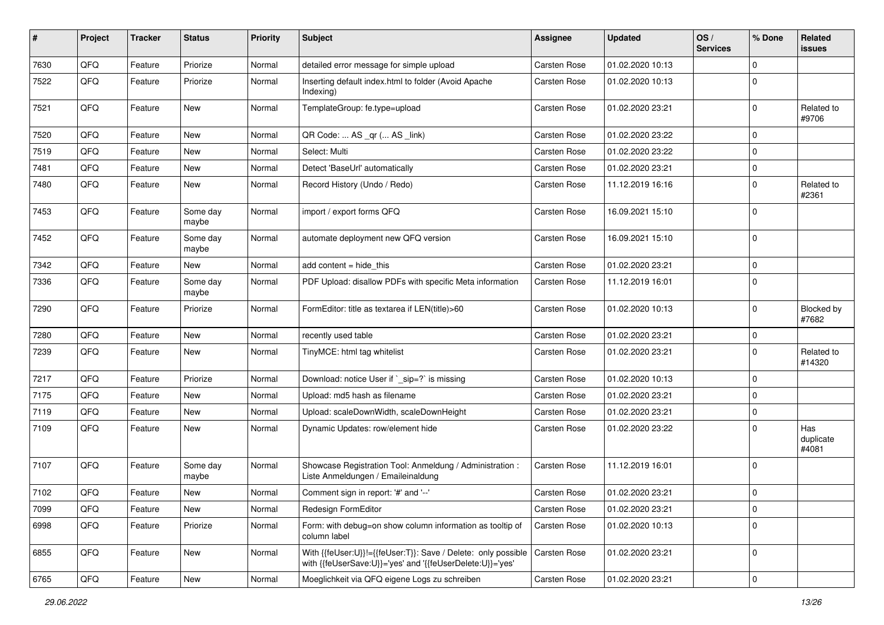| # | Project | Tracker | Status | Priority | Subject | Assignee | Updated | OS / Services | % Done | Related issues |
|---|---|---|---|---|---|---|---|---|---|---|
| 7630 | QFQ | Feature | Priorize | Normal | detailed error message for simple upload | Carsten Rose | 01.02.2020 10:13 | | 0 | |
| 7522 | QFQ | Feature | Priorize | Normal | Inserting default index.html to folder (Avoid Apache Indexing) | Carsten Rose | 01.02.2020 10:13 | | 0 | |
| 7521 | QFQ | Feature | New | Normal | TemplateGroup: fe.type=upload | Carsten Rose | 01.02.2020 23:21 | | 0 | Related to #9706 |
| 7520 | QFQ | Feature | New | Normal | QR Code: ... AS _qr ( ... AS _link) | Carsten Rose | 01.02.2020 23:22 | | 0 | |
| 7519 | QFQ | Feature | New | Normal | Select: Multi | Carsten Rose | 01.02.2020 23:22 | | 0 | |
| 7481 | QFQ | Feature | New | Normal | Detect 'BaseUrl' automatically | Carsten Rose | 01.02.2020 23:21 | | 0 | |
| 7480 | QFQ | Feature | New | Normal | Record History (Undo / Redo) | Carsten Rose | 11.12.2019 16:16 | | 0 | Related to #2361 |
| 7453 | QFQ | Feature | Some day maybe | Normal | import / export forms QFQ | Carsten Rose | 16.09.2021 15:10 | | 0 | |
| 7452 | QFQ | Feature | Some day maybe | Normal | automate deployment new QFQ version | Carsten Rose | 16.09.2021 15:10 | | 0 | |
| 7342 | QFQ | Feature | New | Normal | add content = hide_this | Carsten Rose | 01.02.2020 23:21 | | 0 | |
| 7336 | QFQ | Feature | Some day maybe | Normal | PDF Upload: disallow PDFs with specific Meta information | Carsten Rose | 11.12.2019 16:01 | | 0 | |
| 7290 | QFQ | Feature | Priorize | Normal | FormEditor: title as textarea if LEN(title)>60 | Carsten Rose | 01.02.2020 10:13 | | 0 | Blocked by #7682 |
| 7280 | QFQ | Feature | New | Normal | recently used table | Carsten Rose | 01.02.2020 23:21 | | 0 | |
| 7239 | QFQ | Feature | New | Normal | TinyMCE: html tag whitelist | Carsten Rose | 01.02.2020 23:21 | | 0 | Related to #14320 |
| 7217 | QFQ | Feature | Priorize | Normal | Download: notice User if `_sip=?` is missing | Carsten Rose | 01.02.2020 10:13 | | 0 | |
| 7175 | QFQ | Feature | New | Normal | Upload: md5 hash as filename | Carsten Rose | 01.02.2020 23:21 | | 0 | |
| 7119 | QFQ | Feature | New | Normal | Upload: scaleDownWidth, scaleDownHeight | Carsten Rose | 01.02.2020 23:21 | | 0 | |
| 7109 | QFQ | Feature | New | Normal | Dynamic Updates: row/element hide | Carsten Rose | 01.02.2020 23:22 | | 0 | Has duplicate #4081 |
| 7107 | QFQ | Feature | Some day maybe | Normal | Showcase Registration Tool: Anmeldung / Administration : Liste Anmeldungen / Emaileinaldung | Carsten Rose | 11.12.2019 16:01 | | 0 | |
| 7102 | QFQ | Feature | New | Normal | Comment sign in report: '#' and '--' | Carsten Rose | 01.02.2020 23:21 | | 0 | |
| 7099 | QFQ | Feature | New | Normal | Redesign FormEditor | Carsten Rose | 01.02.2020 23:21 | | 0 | |
| 6998 | QFQ | Feature | Priorize | Normal | Form: with debug=on show column information as tooltip of column label | Carsten Rose | 01.02.2020 10:13 | | 0 | |
| 6855 | QFQ | Feature | New | Normal | With {{feUser:U}}!={{feUser:T}}: Save / Delete: only possible with {{feUserSave:U}}='yes' and '{{feUserDelete:U}}='yes' | Carsten Rose | 01.02.2020 23:21 | | 0 | |
| 6765 | QFQ | Feature | New | Normal | Moeglichkeit via QFQ eigene Logs zu schreiben | Carsten Rose | 01.02.2020 23:21 | | 0 | |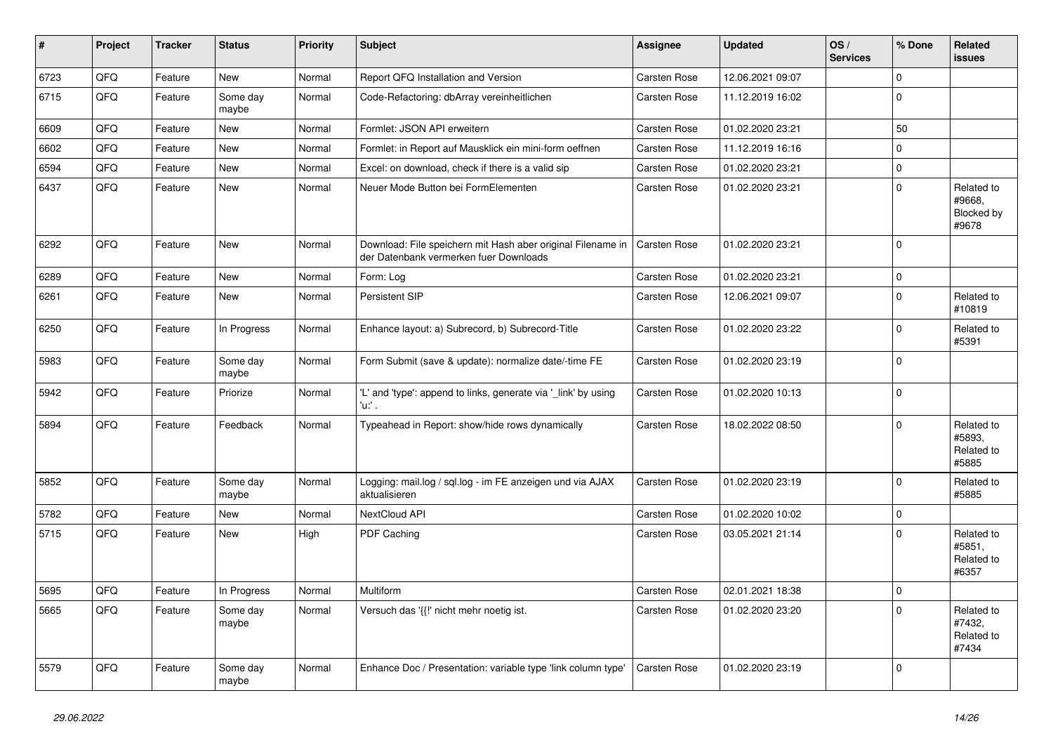| # | Project | Tracker | Status | Priority | Subject | Assignee | Updated | OS / Services | % Done | Related issues |
|---|---|---|---|---|---|---|---|---|---|---|
| 6723 | QFQ | Feature | New | Normal | Report QFQ Installation and Version | Carsten Rose | 12.06.2021 09:07 | | 0 | |
| 6715 | QFQ | Feature | Some day maybe | Normal | Code-Refactoring: dbArray vereinheitlichen | Carsten Rose | 11.12.2019 16:02 | | 0 | |
| 6609 | QFQ | Feature | New | Normal | Formlet: JSON API erweitern | Carsten Rose | 01.02.2020 23:21 | | 50 | |
| 6602 | QFQ | Feature | New | Normal | Formlet: in Report auf Mausklick ein mini-form oeffnen | Carsten Rose | 11.12.2019 16:16 | | 0 | |
| 6594 | QFQ | Feature | New | Normal | Excel: on download, check if there is a valid sip | Carsten Rose | 01.02.2020 23:21 | | 0 | |
| 6437 | QFQ | Feature | New | Normal | Neuer Mode Button bei FormElementen | Carsten Rose | 01.02.2020 23:21 | | 0 | Related to #9668, Blocked by #9678 |
| 6292 | QFQ | Feature | New | Normal | Download: File speichern mit Hash aber original Filename in der Datenbank vermerken fuer Downloads | Carsten Rose | 01.02.2020 23:21 | | 0 | |
| 6289 | QFQ | Feature | New | Normal | Form: Log | Carsten Rose | 01.02.2020 23:21 | | 0 | |
| 6261 | QFQ | Feature | New | Normal | Persistent SIP | Carsten Rose | 12.06.2021 09:07 | | 0 | Related to #10819 |
| 6250 | QFQ | Feature | In Progress | Normal | Enhance layout: a) Subrecord, b) Subrecord-Title | Carsten Rose | 01.02.2020 23:22 | | 0 | Related to #5391 |
| 5983 | QFQ | Feature | Some day maybe | Normal | Form Submit (save & update): normalize date/-time FE | Carsten Rose | 01.02.2020 23:19 | | 0 | |
| 5942 | QFQ | Feature | Priorize | Normal | 'L' and 'type': append to links, generate via '_link' by using 'u:' . | Carsten Rose | 01.02.2020 10:13 | | 0 | |
| 5894 | QFQ | Feature | Feedback | Normal | Typeahead in Report: show/hide rows dynamically | Carsten Rose | 18.02.2022 08:50 | | 0 | Related to #5893, Related to #5885 |
| 5852 | QFQ | Feature | Some day maybe | Normal | Logging: mail.log / sql.log - im FE anzeigen und via AJAX aktualisieren | Carsten Rose | 01.02.2020 23:19 | | 0 | Related to #5885 |
| 5782 | QFQ | Feature | New | Normal | NextCloud API | Carsten Rose | 01.02.2020 10:02 | | 0 | |
| 5715 | QFQ | Feature | New | High | PDF Caching | Carsten Rose | 03.05.2021 21:14 | | 0 | Related to #5851, Related to #6357 |
| 5695 | QFQ | Feature | In Progress | Normal | Multiform | Carsten Rose | 02.01.2021 18:38 | | 0 | |
| 5665 | QFQ | Feature | Some day maybe | Normal | Versuch das '{{!' nicht mehr noetig ist. | Carsten Rose | 01.02.2020 23:20 | | 0 | Related to #7432, Related to #7434 |
| 5579 | QFQ | Feature | Some day maybe | Normal | Enhance Doc / Presentation: variable type 'link column type' | Carsten Rose | 01.02.2020 23:19 | | 0 | |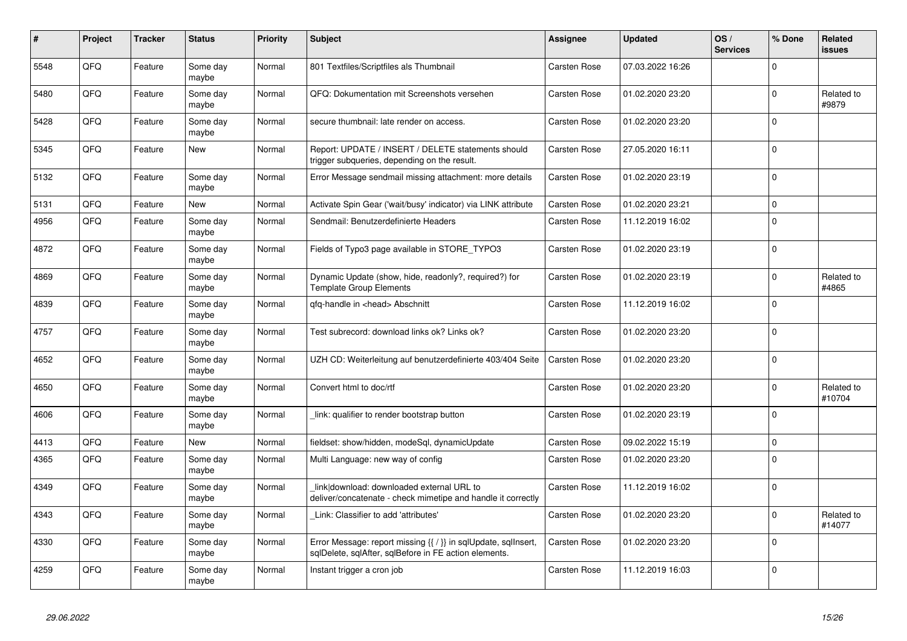| # | Project | Tracker | Status | Priority | Subject | Assignee | Updated | OS / Services | % Done | Related issues |
|---|---|---|---|---|---|---|---|---|---|---|
| 5548 | QFQ | Feature | Some day maybe | Normal | 801 Textfiles/Scriptfiles als Thumbnail | Carsten Rose | 07.03.2022 16:26 | | 0 | |
| 5480 | QFQ | Feature | Some day maybe | Normal | QFQ: Dokumentation mit Screenshots versehen | Carsten Rose | 01.02.2020 23:20 | | 0 | Related to #9879 |
| 5428 | QFQ | Feature | Some day maybe | Normal | secure thumbnail: late render on access. | Carsten Rose | 01.02.2020 23:20 | | 0 | |
| 5345 | QFQ | Feature | New | Normal | Report: UPDATE / INSERT / DELETE statements should trigger subqueries, depending on the result. | Carsten Rose | 27.05.2020 16:11 | | 0 | |
| 5132 | QFQ | Feature | Some day maybe | Normal | Error Message sendmail missing attachment: more details | Carsten Rose | 01.02.2020 23:19 | | 0 | |
| 5131 | QFQ | Feature | New | Normal | Activate Spin Gear ('wait/busy' indicator) via LINK attribute | Carsten Rose | 01.02.2020 23:21 | | 0 | |
| 4956 | QFQ | Feature | Some day maybe | Normal | Sendmail: Benutzerdefinierte Headers | Carsten Rose | 11.12.2019 16:02 | | 0 | |
| 4872 | QFQ | Feature | Some day maybe | Normal | Fields of Typo3 page available in STORE_TYPO3 | Carsten Rose | 01.02.2020 23:19 | | 0 | |
| 4869 | QFQ | Feature | Some day maybe | Normal | Dynamic Update (show, hide, readonly?, required?) for Template Group Elements | Carsten Rose | 01.02.2020 23:19 | | 0 | Related to #4865 |
| 4839 | QFQ | Feature | Some day maybe | Normal | qfq-handle in <head> Abschnitt | Carsten Rose | 11.12.2019 16:02 | | 0 | |
| 4757 | QFQ | Feature | Some day maybe | Normal | Test subrecord: download links ok? Links ok? | Carsten Rose | 01.02.2020 23:20 | | 0 | |
| 4652 | QFQ | Feature | Some day maybe | Normal | UZH CD: Weiterleitung auf benutzerdefinierte 403/404 Seite | Carsten Rose | 01.02.2020 23:20 | | 0 | |
| 4650 | QFQ | Feature | Some day maybe | Normal | Convert html to doc/rtf | Carsten Rose | 01.02.2020 23:20 | | 0 | Related to #10704 |
| 4606 | QFQ | Feature | Some day maybe | Normal | _link: qualifier to render bootstrap button | Carsten Rose | 01.02.2020 23:19 | | 0 | |
| 4413 | QFQ | Feature | New | Normal | fieldset: show/hidden, modeSql, dynamicUpdate | Carsten Rose | 09.02.2022 15:19 | | 0 | |
| 4365 | QFQ | Feature | Some day maybe | Normal | Multi Language: new way of config | Carsten Rose | 01.02.2020 23:20 | | 0 | |
| 4349 | QFQ | Feature | Some day maybe | Normal | _link\|download: downloaded external URL to deliver/concatenate - check mimetipe and handle it correctly | Carsten Rose | 11.12.2019 16:02 | | 0 | |
| 4343 | QFQ | Feature | Some day maybe | Normal | _Link: Classifier to add 'attributes' | Carsten Rose | 01.02.2020 23:20 | | 0 | Related to #14077 |
| 4330 | QFQ | Feature | Some day maybe | Normal | Error Message: report missing {{ / }} in sqlUpdate, sqlInsert, sqlDelete, sqlAfter, sqlBefore in FE action elements. | Carsten Rose | 01.02.2020 23:20 | | 0 | |
| 4259 | QFQ | Feature | Some day maybe | Normal | Instant trigger a cron job | Carsten Rose | 11.12.2019 16:03 | | 0 | |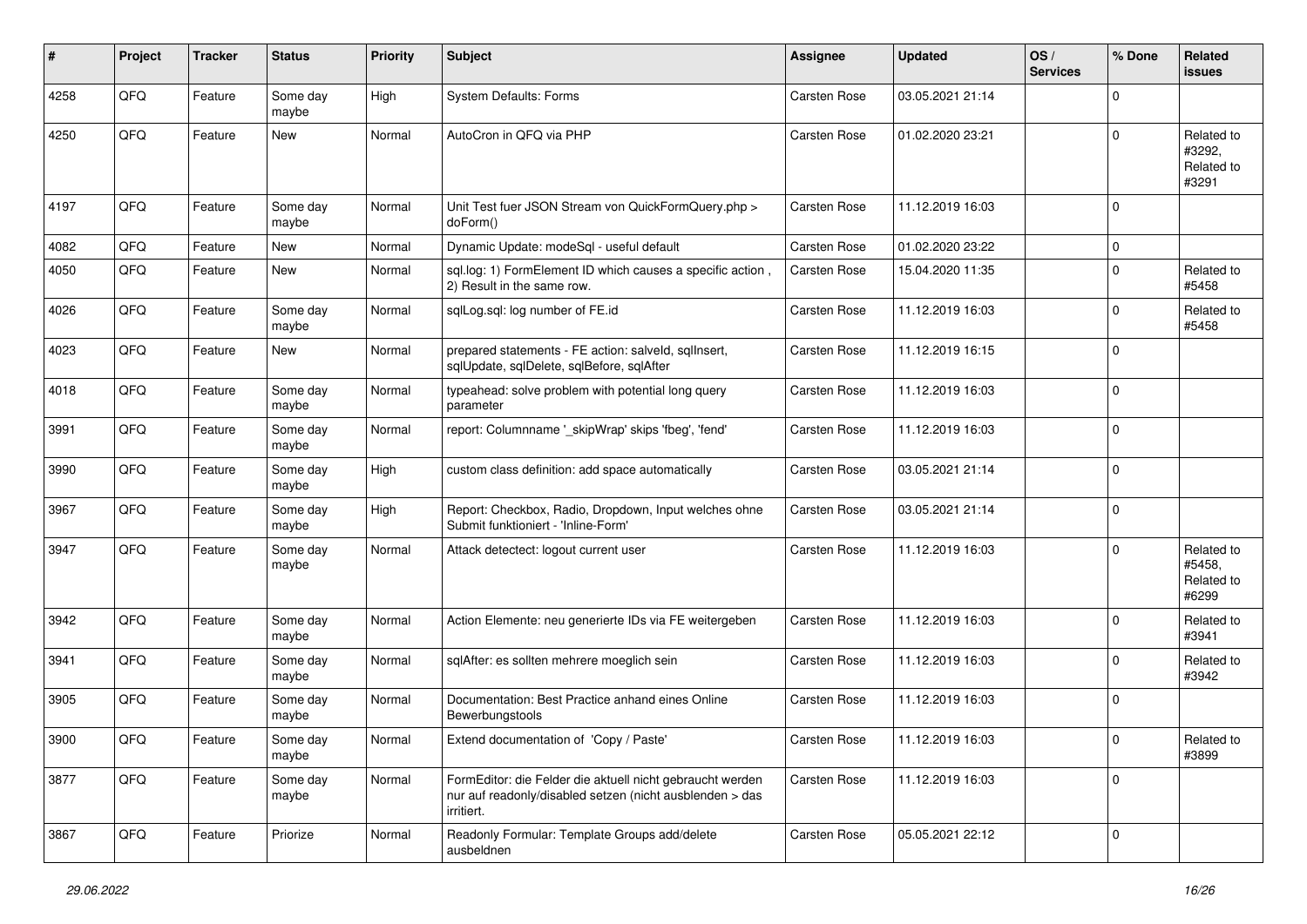| # | Project | Tracker | Status | Priority | Subject | Assignee | Updated | OS / Services | % Done | Related issues |
|---|---|---|---|---|---|---|---|---|---|---|
| 4258 | QFQ | Feature | Some day maybe | High | System Defaults: Forms | Carsten Rose | 03.05.2021 21:14 | | 0 | |
| 4250 | QFQ | Feature | New | Normal | AutoCron in QFQ via PHP | Carsten Rose | 01.02.2020 23:21 | | 0 | Related to #3292, Related to #3291 |
| 4197 | QFQ | Feature | Some day maybe | Normal | Unit Test fuer JSON Stream von QuickFormQuery.php > doForm() | Carsten Rose | 11.12.2019 16:03 | | 0 | |
| 4082 | QFQ | Feature | New | Normal | Dynamic Update: modeSql - useful default | Carsten Rose | 01.02.2020 23:22 | | 0 | |
| 4050 | QFQ | Feature | New | Normal | sql.log: 1) FormElement ID which causes a specific action , 2) Result in the same row. | Carsten Rose | 15.04.2020 11:35 | | 0 | Related to #5458 |
| 4026 | QFQ | Feature | Some day maybe | Normal | sqlLog.sql: log number of FE.id | Carsten Rose | 11.12.2019 16:03 | | 0 | Related to #5458 |
| 4023 | QFQ | Feature | New | Normal | prepared statements - FE action: salveld, sqlInsert, sqlUpdate, sqlDelete, sqlBefore, sqlAfter | Carsten Rose | 11.12.2019 16:15 | | 0 | |
| 4018 | QFQ | Feature | Some day maybe | Normal | typeahead: solve problem with potential long query parameter | Carsten Rose | 11.12.2019 16:03 | | 0 | |
| 3991 | QFQ | Feature | Some day maybe | Normal | report: Columnname '_skipWrap' skips 'fbeg', 'fend' | Carsten Rose | 11.12.2019 16:03 | | 0 | |
| 3990 | QFQ | Feature | Some day maybe | High | custom class definition: add space automatically | Carsten Rose | 03.05.2021 21:14 | | 0 | |
| 3967 | QFQ | Feature | Some day maybe | High | Report: Checkbox, Radio, Dropdown, Input welches ohne Submit funktioniert - 'Inline-Form' | Carsten Rose | 03.05.2021 21:14 | | 0 | |
| 3947 | QFQ | Feature | Some day maybe | Normal | Attack detectect: logout current user | Carsten Rose | 11.12.2019 16:03 | | 0 | Related to #5458, Related to #6299 |
| 3942 | QFQ | Feature | Some day maybe | Normal | Action Elemente: neu generierte IDs via FE weitergeben | Carsten Rose | 11.12.2019 16:03 | | 0 | Related to #3941 |
| 3941 | QFQ | Feature | Some day maybe | Normal | sqlAfter: es sollten mehrere moeglich sein | Carsten Rose | 11.12.2019 16:03 | | 0 | Related to #3942 |
| 3905 | QFQ | Feature | Some day maybe | Normal | Documentation: Best Practice anhand eines Online Bewerbungstools | Carsten Rose | 11.12.2019 16:03 | | 0 | |
| 3900 | QFQ | Feature | Some day maybe | Normal | Extend documentation of 'Copy / Paste' | Carsten Rose | 11.12.2019 16:03 | | 0 | Related to #3899 |
| 3877 | QFQ | Feature | Some day maybe | Normal | FormEditor: die Felder die aktuell nicht gebraucht werden nur auf readonly/disabled setzen (nicht ausblenden > das irritiert. | Carsten Rose | 11.12.2019 16:03 | | 0 | |
| 3867 | QFQ | Feature | Priorize | Normal | Readonly Formular: Template Groups add/delete ausbeldnen | Carsten Rose | 05.05.2021 22:12 | | 0 | |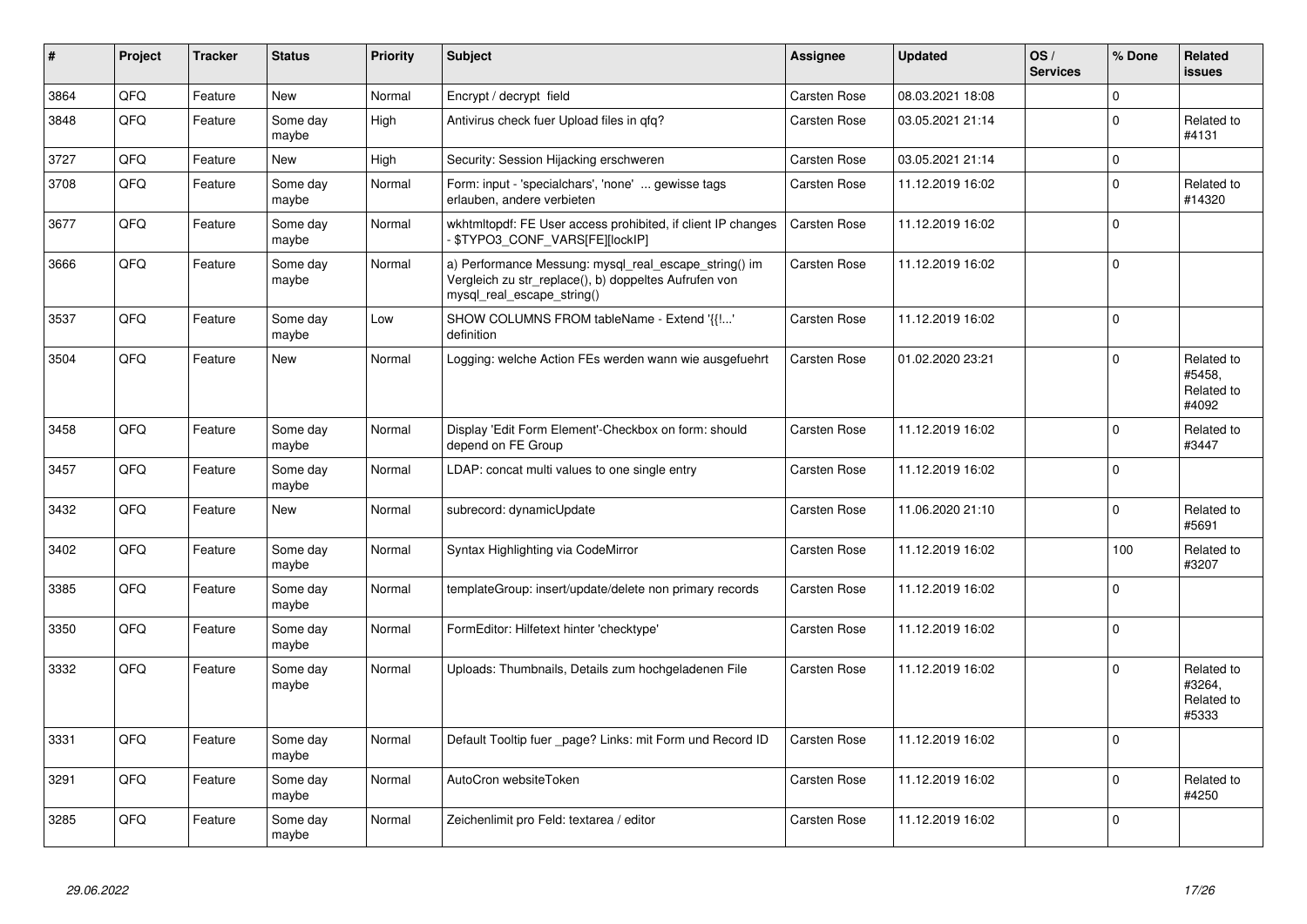| # | Project | Tracker | Status | Priority | Subject | Assignee | Updated | OS / Services | % Done | Related issues |
|---|---|---|---|---|---|---|---|---|---|---|
| 3864 | QFQ | Feature | New | Normal | Encrypt / decrypt field | Carsten Rose | 08.03.2021 18:08 | | 0 | |
| 3848 | QFQ | Feature | Some day maybe | High | Antivirus check fuer Upload files in qfq? | Carsten Rose | 03.05.2021 21:14 | | 0 | Related to #4131 |
| 3727 | QFQ | Feature | New | High | Security: Session Hijacking erschweren | Carsten Rose | 03.05.2021 21:14 | | 0 | |
| 3708 | QFQ | Feature | Some day maybe | Normal | Form: input - 'specialchars', 'none' ... gewisse tags erlauben, andere verbieten | Carsten Rose | 11.12.2019 16:02 | | 0 | Related to #14320 |
| 3677 | QFQ | Feature | Some day maybe | Normal | wkhtmltopdf: FE User access prohibited, if client IP changes - $TYPO3_CONF_VARS[FE][lockIP] | Carsten Rose | 11.12.2019 16:02 | | 0 | |
| 3666 | QFQ | Feature | Some day maybe | Normal | a) Performance Messung: mysql_real_escape_string() im Vergleich zu str_replace(), b) doppeltes Aufrufen von mysql_real_escape_string() | Carsten Rose | 11.12.2019 16:02 | | 0 | |
| 3537 | QFQ | Feature | Some day maybe | Low | SHOW COLUMNS FROM tableName - Extend '{{!...' definition | Carsten Rose | 11.12.2019 16:02 | | 0 | |
| 3504 | QFQ | Feature | New | Normal | Logging: welche Action FEs werden wann wie ausgefuehrt | Carsten Rose | 01.02.2020 23:21 | | 0 | Related to #5458, Related to #4092 |
| 3458 | QFQ | Feature | Some day maybe | Normal | Display 'Edit Form Element'-Checkbox on form: should depend on FE Group | Carsten Rose | 11.12.2019 16:02 | | 0 | Related to #3447 |
| 3457 | QFQ | Feature | Some day maybe | Normal | LDAP: concat multi values to one single entry | Carsten Rose | 11.12.2019 16:02 | | 0 | |
| 3432 | QFQ | Feature | New | Normal | subrecord: dynamicUpdate | Carsten Rose | 11.06.2020 21:10 | | 0 | Related to #5691 |
| 3402 | QFQ | Feature | Some day maybe | Normal | Syntax Highlighting via CodeMirror | Carsten Rose | 11.12.2019 16:02 | | 100 | Related to #3207 |
| 3385 | QFQ | Feature | Some day maybe | Normal | templateGroup: insert/update/delete non primary records | Carsten Rose | 11.12.2019 16:02 | | 0 | |
| 3350 | QFQ | Feature | Some day maybe | Normal | FormEditor: Hilfetext hinter 'checktype' | Carsten Rose | 11.12.2019 16:02 | | 0 | |
| 3332 | QFQ | Feature | Some day maybe | Normal | Uploads: Thumbnails, Details zum hochgeladenen File | Carsten Rose | 11.12.2019 16:02 | | 0 | Related to #3264, Related to #5333 |
| 3331 | QFQ | Feature | Some day maybe | Normal | Default Tooltip fuer _page? Links: mit Form und Record ID | Carsten Rose | 11.12.2019 16:02 | | 0 | |
| 3291 | QFQ | Feature | Some day maybe | Normal | AutoCron websiteToken | Carsten Rose | 11.12.2019 16:02 | | 0 | Related to #4250 |
| 3285 | QFQ | Feature | Some day maybe | Normal | Zeichenlimit pro Feld: textarea / editor | Carsten Rose | 11.12.2019 16:02 | | 0 | |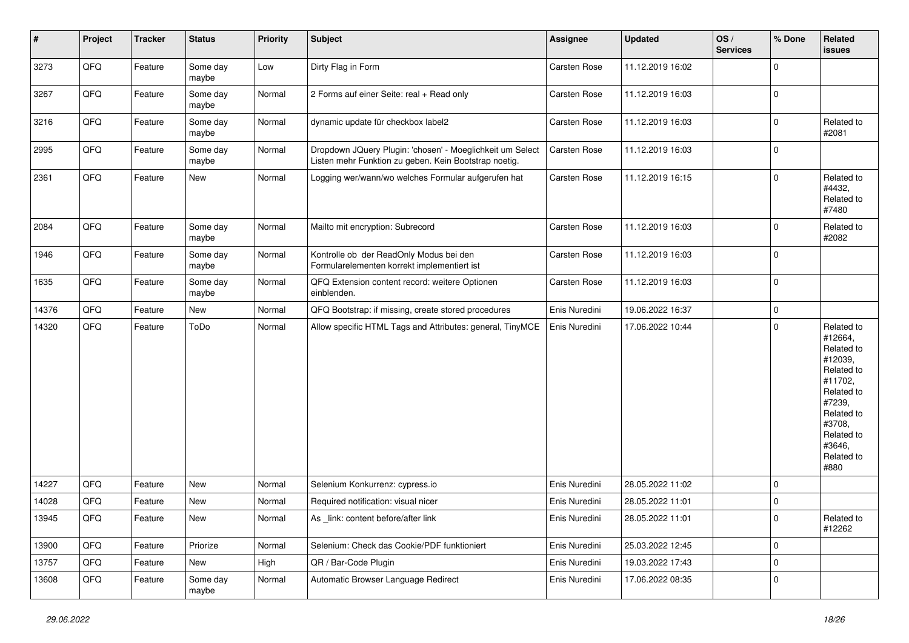| # | Project | Tracker | Status | Priority | Subject | Assignee | Updated | OS / Services | % Done | Related issues |
|---|---|---|---|---|---|---|---|---|---|---|
| 3273 | QFQ | Feature | Some day maybe | Low | Dirty Flag in Form | Carsten Rose | 11.12.2019 16:02 | | 0 | |
| 3267 | QFQ | Feature | Some day maybe | Normal | 2 Forms auf einer Seite: real + Read only | Carsten Rose | 11.12.2019 16:03 | | 0 | |
| 3216 | QFQ | Feature | Some day maybe | Normal | dynamic update für checkbox label2 | Carsten Rose | 11.12.2019 16:03 | | 0 | Related to #2081 |
| 2995 | QFQ | Feature | Some day maybe | Normal | Dropdown JQuery Plugin: 'chosen' - Moeglichkeit um Select Listen mehr Funktion zu geben. Kein Bootstrap noetig. | Carsten Rose | 11.12.2019 16:03 | | 0 | |
| 2361 | QFQ | Feature | New | Normal | Logging wer/wann/wo welches Formular aufgerufen hat | Carsten Rose | 11.12.2019 16:15 | | 0 | Related to #4432, Related to #7480 |
| 2084 | QFQ | Feature | Some day maybe | Normal | Mailto mit encryption: Subrecord | Carsten Rose | 11.12.2019 16:03 | | 0 | Related to #2082 |
| 1946 | QFQ | Feature | Some day maybe | Normal | Kontrolle ob der ReadOnly Modus bei den Formularelementen korrekt implementiert ist | Carsten Rose | 11.12.2019 16:03 | | 0 | |
| 1635 | QFQ | Feature | Some day maybe | Normal | QFQ Extension content record: weitere Optionen einblenden. | Carsten Rose | 11.12.2019 16:03 | | 0 | |
| 14376 | QFQ | Feature | New | Normal | QFQ Bootstrap: if missing, create stored procedures | Enis Nuredini | 19.06.2022 16:37 | | 0 | |
| 14320 | QFQ | Feature | ToDo | Normal | Allow specific HTML Tags and Attributes: general, TinyMCE | Enis Nuredini | 17.06.2022 10:44 | | 0 | Related to #12664, Related to #12039, Related to #11702, Related to #7239, Related to #3708, Related to #3646, Related to #880 |
| 14227 | QFQ | Feature | New | Normal | Selenium Konkurrenz: cypress.io | Enis Nuredini | 28.05.2022 11:02 | | 0 | |
| 14028 | QFQ | Feature | New | Normal | Required notification: visual nicer | Enis Nuredini | 28.05.2022 11:01 | | 0 | |
| 13945 | QFQ | Feature | New | Normal | As _link: content before/after link | Enis Nuredini | 28.05.2022 11:01 | | 0 | Related to #12262 |
| 13900 | QFQ | Feature | Priorize | Normal | Selenium: Check das Cookie/PDF funktioniert | Enis Nuredini | 25.03.2022 12:45 | | 0 | |
| 13757 | QFQ | Feature | New | High | QR / Bar-Code Plugin | Enis Nuredini | 19.03.2022 17:43 | | 0 | |
| 13608 | QFQ | Feature | Some day maybe | Normal | Automatic Browser Language Redirect | Enis Nuredini | 17.06.2022 08:35 | | 0 | |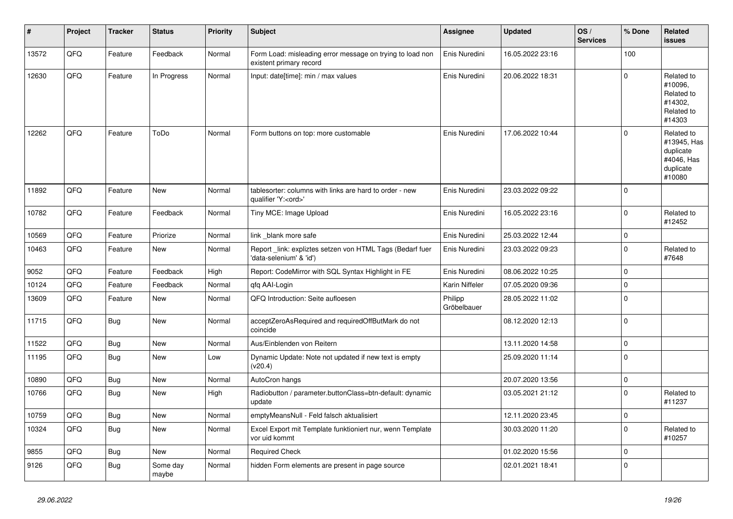| # | Project | Tracker | Status | Priority | Subject | Assignee | Updated | OS / Services | % Done | Related issues |
|---|---|---|---|---|---|---|---|---|---|---|
| 13572 | QFQ | Feature | Feedback | Normal | Form Load: misleading error message on trying to load non existent primary record | Enis Nuredini | 16.05.2022 23:16 | | 100 | |
| 12630 | QFQ | Feature | In Progress | Normal | Input: date[time]: min / max values | Enis Nuredini | 20.06.2022 18:31 | | 0 | Related to #10096, Related to #14302, Related to #14303 |
| 12262 | QFQ | Feature | ToDo | Normal | Form buttons on top: more customable | Enis Nuredini | 17.06.2022 10:44 | | 0 | Related to #13945, Has duplicate #4046, Has duplicate #10080 |
| 11892 | QFQ | Feature | New | Normal | tablesorter: columns with links are hard to order - new qualifier 'Y:<ord>' | Enis Nuredini | 23.03.2022 09:22 | | 0 | |
| 10782 | QFQ | Feature | Feedback | Normal | Tiny MCE: Image Upload | Enis Nuredini | 16.05.2022 23:16 | | 0 | Related to #12452 |
| 10569 | QFQ | Feature | Priorize | Normal | link _blank more safe | Enis Nuredini | 25.03.2022 12:44 | | 0 | |
| 10463 | QFQ | Feature | New | Normal | Report _link: expliztes setzen von HTML Tags (Bedarf fuer 'data-selenium' & 'id') | Enis Nuredini | 23.03.2022 09:23 | | 0 | Related to #7648 |
| 9052 | QFQ | Feature | Feedback | High | Report: CodeMirror with SQL Syntax Highlight in FE | Enis Nuredini | 08.06.2022 10:25 | | 0 | |
| 10124 | QFQ | Feature | Feedback | Normal | qfq AAI-Login | Karin Niffeler | 07.05.2020 09:36 | | 0 | |
| 13609 | QFQ | Feature | New | Normal | QFQ Introduction: Seite aufloesen | Philipp Gröbelbauer | 28.05.2022 11:02 | | 0 | |
| 11715 | QFQ | Bug | New | Normal | acceptZeroAsRequired and requiredOffButMark do not coincide | | 08.12.2020 12:13 | | 0 | |
| 11522 | QFQ | Bug | New | Normal | Aus/Einblenden von Reitern | | 13.11.2020 14:58 | | 0 | |
| 11195 | QFQ | Bug | New | Low | Dynamic Update: Note not updated if new text is empty (v20.4) | | 25.09.2020 11:14 | | 0 | |
| 10890 | QFQ | Bug | New | Normal | AutoCron hangs | | 20.07.2020 13:56 | | 0 | |
| 10766 | QFQ | Bug | New | High | Radiobutton / parameter.buttonClass=btn-default: dynamic update | | 03.05.2021 21:12 | | 0 | Related to #11237 |
| 10759 | QFQ | Bug | New | Normal | emptyMeansNull - Feld falsch aktualisiert | | 12.11.2020 23:45 | | 0 | |
| 10324 | QFQ | Bug | New | Normal | Excel Export mit Template funktioniert nur, wenn Template vor uid kommt | | 30.03.2020 11:20 | | 0 | Related to #10257 |
| 9855 | QFQ | Bug | New | Normal | Required Check | | 01.02.2020 15:56 | | 0 | |
| 9126 | QFQ | Bug | Some day maybe | Normal | hidden Form elements are present in page source | | 02.01.2021 18:41 | | 0 | |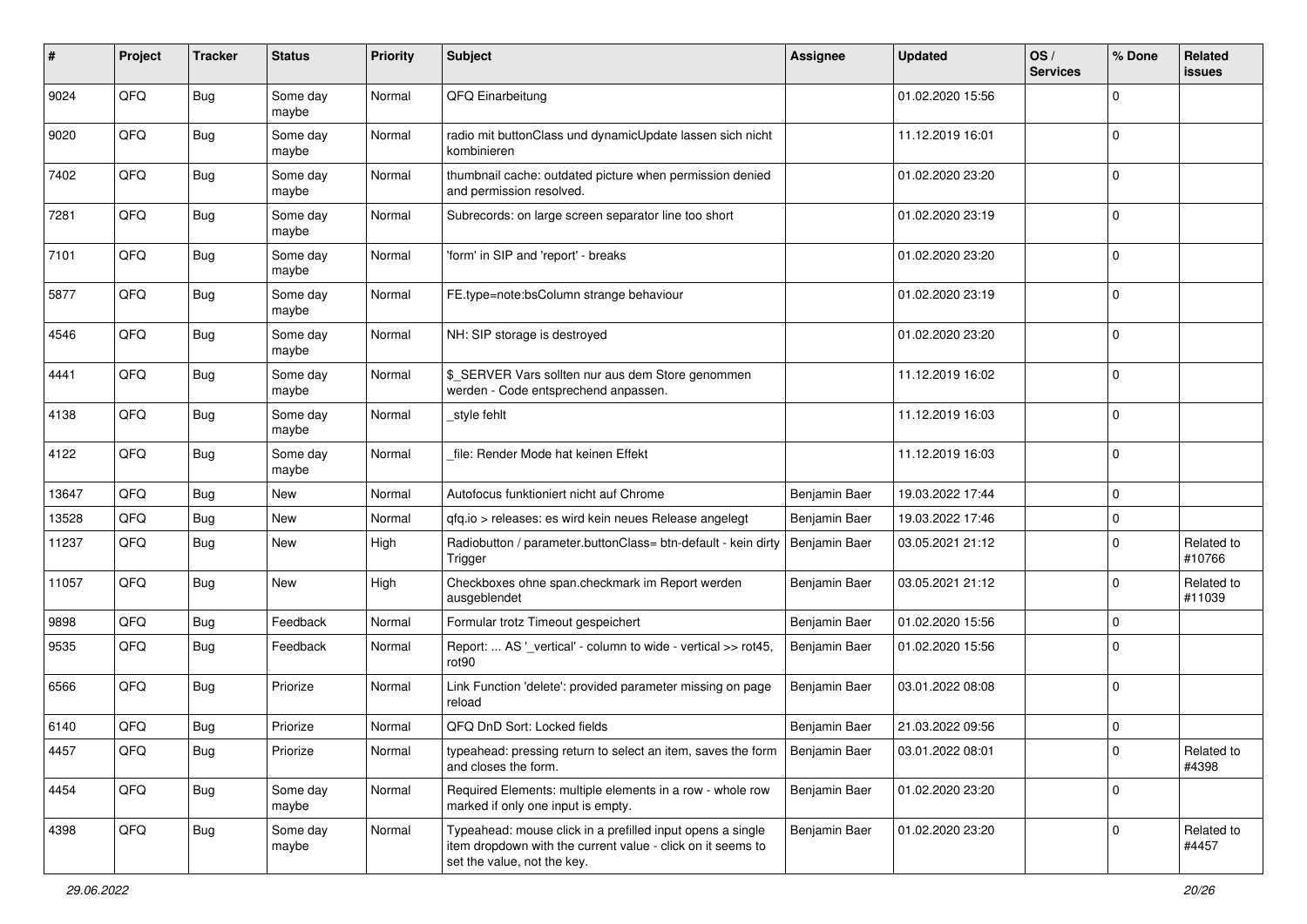| # | Project | Tracker | Status | Priority | Subject | Assignee | Updated | OS / Services | % Done | Related issues |
|---|---|---|---|---|---|---|---|---|---|---|
| 9024 | QFQ | Bug | Some day maybe | Normal | QFQ Einarbeitung | | 01.02.2020 15:56 | | 0 | |
| 9020 | QFQ | Bug | Some day maybe | Normal | radio mit buttonClass und dynamicUpdate lassen sich nicht kombinieren | | 11.12.2019 16:01 | | 0 | |
| 7402 | QFQ | Bug | Some day maybe | Normal | thumbnail cache: outdated picture when permission denied and permission resolved. | | 01.02.2020 23:20 | | 0 | |
| 7281 | QFQ | Bug | Some day maybe | Normal | Subrecords: on large screen separator line too short | | 01.02.2020 23:19 | | 0 | |
| 7101 | QFQ | Bug | Some day maybe | Normal | 'form' in SIP and 'report' - breaks | | 01.02.2020 23:20 | | 0 | |
| 5877 | QFQ | Bug | Some day maybe | Normal | FE.type=note:bsColumn strange behaviour | | 01.02.2020 23:19 | | 0 | |
| 4546 | QFQ | Bug | Some day maybe | Normal | NH: SIP storage is destroyed | | 01.02.2020 23:20 | | 0 | |
| 4441 | QFQ | Bug | Some day maybe | Normal | $_SERVER Vars sollten nur aus dem Store genommen werden - Code entsprechend anpassen. | | 11.12.2019 16:02 | | 0 | |
| 4138 | QFQ | Bug | Some day maybe | Normal | _style fehlt | | 11.12.2019 16:03 | | 0 | |
| 4122 | QFQ | Bug | Some day maybe | Normal | _file: Render Mode hat keinen Effekt | | 11.12.2019 16:03 | | 0 | |
| 13647 | QFQ | Bug | New | Normal | Autofocus funktioniert nicht auf Chrome | Benjamin Baer | 19.03.2022 17:44 | | 0 | |
| 13528 | QFQ | Bug | New | Normal | qfq.io > releases: es wird kein neues Release angelegt | Benjamin Baer | 19.03.2022 17:46 | | 0 | |
| 11237 | QFQ | Bug | New | High | Radiobutton / parameter.buttonClass= btn-default - kein dirty Trigger | Benjamin Baer | 03.05.2021 21:12 | | 0 | Related to #10766 |
| 11057 | QFQ | Bug | New | High | Checkboxes ohne span.checkmark im Report werden ausgeblendet | Benjamin Baer | 03.05.2021 21:12 | | 0 | Related to #11039 |
| 9898 | QFQ | Bug | Feedback | Normal | Formular trotz Timeout gespeichert | Benjamin Baer | 01.02.2020 15:56 | | 0 | |
| 9535 | QFQ | Bug | Feedback | Normal | Report: ... AS '_vertical' - column to wide - vertical >> rot45, rot90 | Benjamin Baer | 01.02.2020 15:56 | | 0 | |
| 6566 | QFQ | Bug | Priorize | Normal | Link Function 'delete': provided parameter missing on page reload | Benjamin Baer | 03.01.2022 08:08 | | 0 | |
| 6140 | QFQ | Bug | Priorize | Normal | QFQ DnD Sort: Locked fields | Benjamin Baer | 21.03.2022 09:56 | | 0 | |
| 4457 | QFQ | Bug | Priorize | Normal | typeahead: pressing return to select an item, saves the form and closes the form. | Benjamin Baer | 03.01.2022 08:01 | | 0 | Related to #4398 |
| 4454 | QFQ | Bug | Some day maybe | Normal | Required Elements: multiple elements in a row - whole row marked if only one input is empty. | Benjamin Baer | 01.02.2020 23:20 | | 0 | |
| 4398 | QFQ | Bug | Some day maybe | Normal | Typeahead: mouse click in a prefilled input opens a single item dropdown with the current value - click on it seems to set the value, not the key. | Benjamin Baer | 01.02.2020 23:20 | | 0 | Related to #4457 |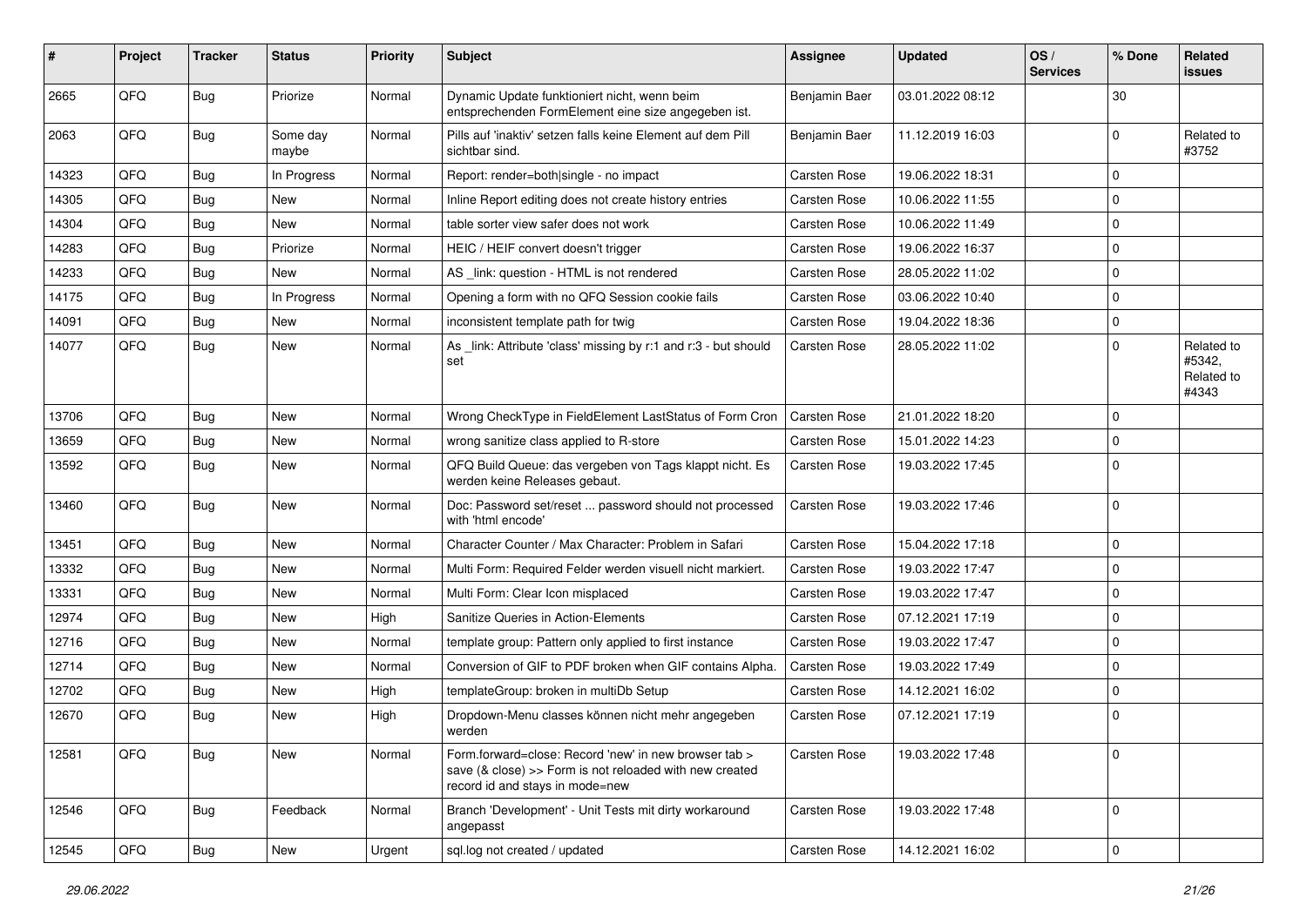| # | Project | Tracker | Status | Priority | Subject | Assignee | Updated | OS / Services | % Done | Related issues |
|---|---|---|---|---|---|---|---|---|---|---|
| 2665 | QFQ | Bug | Priorize | Normal | Dynamic Update funktioniert nicht, wenn beim entsprechenden FormElement eine size angegeben ist. | Benjamin Baer | 03.01.2022 08:12 | | 30 | |
| 2063 | QFQ | Bug | Some day maybe | Normal | Pills auf 'inaktiv' setzen falls keine Element auf dem Pill sichtbar sind. | Benjamin Baer | 11.12.2019 16:03 | | 0 | Related to #3752 |
| 14323 | QFQ | Bug | In Progress | Normal | Report: render=both\|single - no impact | Carsten Rose | 19.06.2022 18:31 | | 0 | |
| 14305 | QFQ | Bug | New | Normal | Inline Report editing does not create history entries | Carsten Rose | 10.06.2022 11:55 | | 0 | |
| 14304 | QFQ | Bug | New | Normal | table sorter view safer does not work | Carsten Rose | 10.06.2022 11:49 | | 0 | |
| 14283 | QFQ | Bug | Priorize | Normal | HEIC / HEIF convert doesn't trigger | Carsten Rose | 19.06.2022 16:37 | | 0 | |
| 14233 | QFQ | Bug | New | Normal | AS _link: question - HTML is not rendered | Carsten Rose | 28.05.2022 11:02 | | 0 | |
| 14175 | QFQ | Bug | In Progress | Normal | Opening a form with no QFQ Session cookie fails | Carsten Rose | 03.06.2022 10:40 | | 0 | |
| 14091 | QFQ | Bug | New | Normal | inconsistent template path for twig | Carsten Rose | 19.04.2022 18:36 | | 0 | |
| 14077 | QFQ | Bug | New | Normal | As _link: Attribute 'class' missing by r:1 and r:3 - but should set | Carsten Rose | 28.05.2022 11:02 | | 0 | Related to #5342, Related to #4343 |
| 13706 | QFQ | Bug | New | Normal | Wrong CheckType in FieldElement LastStatus of Form Cron | Carsten Rose | 21.01.2022 18:20 | | 0 | |
| 13659 | QFQ | Bug | New | Normal | wrong sanitize class applied to R-store | Carsten Rose | 15.01.2022 14:23 | | 0 | |
| 13592 | QFQ | Bug | New | Normal | QFQ Build Queue: das vergeben von Tags klappt nicht. Es werden keine Releases gebaut. | Carsten Rose | 19.03.2022 17:45 | | 0 | |
| 13460 | QFQ | Bug | New | Normal | Doc: Password set/reset ... password should not processed with 'html encode' | Carsten Rose | 19.03.2022 17:46 | | 0 | |
| 13451 | QFQ | Bug | New | Normal | Character Counter / Max Character: Problem in Safari | Carsten Rose | 15.04.2022 17:18 | | 0 | |
| 13332 | QFQ | Bug | New | Normal | Multi Form: Required Felder werden visuell nicht markiert. | Carsten Rose | 19.03.2022 17:47 | | 0 | |
| 13331 | QFQ | Bug | New | Normal | Multi Form: Clear Icon misplaced | Carsten Rose | 19.03.2022 17:47 | | 0 | |
| 12974 | QFQ | Bug | New | High | Sanitize Queries in Action-Elements | Carsten Rose | 07.12.2021 17:19 | | 0 | |
| 12716 | QFQ | Bug | New | Normal | template group: Pattern only applied to first instance | Carsten Rose | 19.03.2022 17:47 | | 0 | |
| 12714 | QFQ | Bug | New | Normal | Conversion of GIF to PDF broken when GIF contains Alpha. | Carsten Rose | 19.03.2022 17:49 | | 0 | |
| 12702 | QFQ | Bug | New | High | templateGroup: broken in multiDb Setup | Carsten Rose | 14.12.2021 16:02 | | 0 | |
| 12670 | QFQ | Bug | New | High | Dropdown-Menu classes können nicht mehr angegeben werden | Carsten Rose | 07.12.2021 17:19 | | 0 | |
| 12581 | QFQ | Bug | New | Normal | Form.forward=close: Record 'new' in new browser tab > save (& close) >> Form is not reloaded with new created record id and stays in mode=new | Carsten Rose | 19.03.2022 17:48 | | 0 | |
| 12546 | QFQ | Bug | Feedback | Normal | Branch 'Development' - Unit Tests mit dirty workaround angepasst | Carsten Rose | 19.03.2022 17:48 | | 0 | |
| 12545 | QFQ | Bug | New | Urgent | sql.log not created / updated | Carsten Rose | 14.12.2021 16:02 | | 0 | |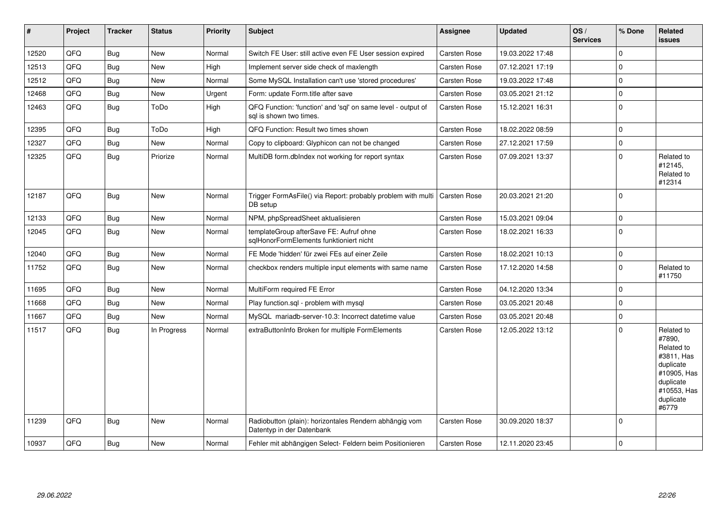| # | Project | Tracker | Status | Priority | Subject | Assignee | Updated | OS / Services | % Done | Related issues |
|---|---|---|---|---|---|---|---|---|---|---|
| 12520 | QFQ | Bug | New | Normal | Switch FE User: still active even FE User session expired | Carsten Rose | 19.03.2022 17:48 | | 0 | |
| 12513 | QFQ | Bug | New | High | Implement server side check of maxlength | Carsten Rose | 07.12.2021 17:19 | | 0 | |
| 12512 | QFQ | Bug | New | Normal | Some MySQL Installation can't use 'stored procedures' | Carsten Rose | 19.03.2022 17:48 | | 0 | |
| 12468 | QFQ | Bug | New | Urgent | Form: update Form.title after save | Carsten Rose | 03.05.2021 21:12 | | 0 | |
| 12463 | QFQ | Bug | ToDo | High | QFQ Function: 'function' and 'sql' on same level - output of sql is shown two times. | Carsten Rose | 15.12.2021 16:31 | | 0 | |
| 12395 | QFQ | Bug | ToDo | High | QFQ Function: Result two times shown | Carsten Rose | 18.02.2022 08:59 | | 0 | |
| 12327 | QFQ | Bug | New | Normal | Copy to clipboard: Glyphicon can not be changed | Carsten Rose | 27.12.2021 17:59 | | 0 | |
| 12325 | QFQ | Bug | Priorize | Normal | MultiDB form.dbIndex not working for report syntax | Carsten Rose | 07.09.2021 13:37 | | 0 | Related to #12145, Related to #12314 |
| 12187 | QFQ | Bug | New | Normal | Trigger FormAsFile() via Report: probably problem with multi DB setup | Carsten Rose | 20.03.2021 21:20 | | 0 | |
| 12133 | QFQ | Bug | New | Normal | NPM, phpSpreadSheet aktualisieren | Carsten Rose | 15.03.2021 09:04 | | 0 | |
| 12045 | QFQ | Bug | New | Normal | templateGroup afterSave FE: Aufruf ohne sqlHonorFormElements funktioniert nicht | Carsten Rose | 18.02.2021 16:33 | | 0 | |
| 12040 | QFQ | Bug | New | Normal | FE Mode 'hidden' für zwei FEs auf einer Zeile | Carsten Rose | 18.02.2021 10:13 | | 0 | |
| 11752 | QFQ | Bug | New | Normal | checkbox renders multiple input elements with same name | Carsten Rose | 17.12.2020 14:58 | | 0 | Related to #11750 |
| 11695 | QFQ | Bug | New | Normal | MultiForm required FE Error | Carsten Rose | 04.12.2020 13:34 | | 0 | |
| 11668 | QFQ | Bug | New | Normal | Play function.sql - problem with mysql | Carsten Rose | 03.05.2021 20:48 | | 0 | |
| 11667 | QFQ | Bug | New | Normal | MySQL mariadb-server-10.3: Incorrect datetime value | Carsten Rose | 03.05.2021 20:48 | | 0 | |
| 11517 | QFQ | Bug | In Progress | Normal | extraButtonInfo Broken for multiple FormElements | Carsten Rose | 12.05.2022 13:12 | | 0 | Related to #7890, Related to #3811, Has duplicate #10905, Has duplicate #10553, Has duplicate #6779 |
| 11239 | QFQ | Bug | New | Normal | Radiobutton (plain): horizontales Rendern abhängig vom Datentyp in der Datenbank | Carsten Rose | 30.09.2020 18:37 | | 0 | |
| 10937 | QFQ | Bug | New | Normal | Fehler mit abhängigen Select- Feldern beim Positionieren | Carsten Rose | 12.11.2020 23:45 | | 0 | |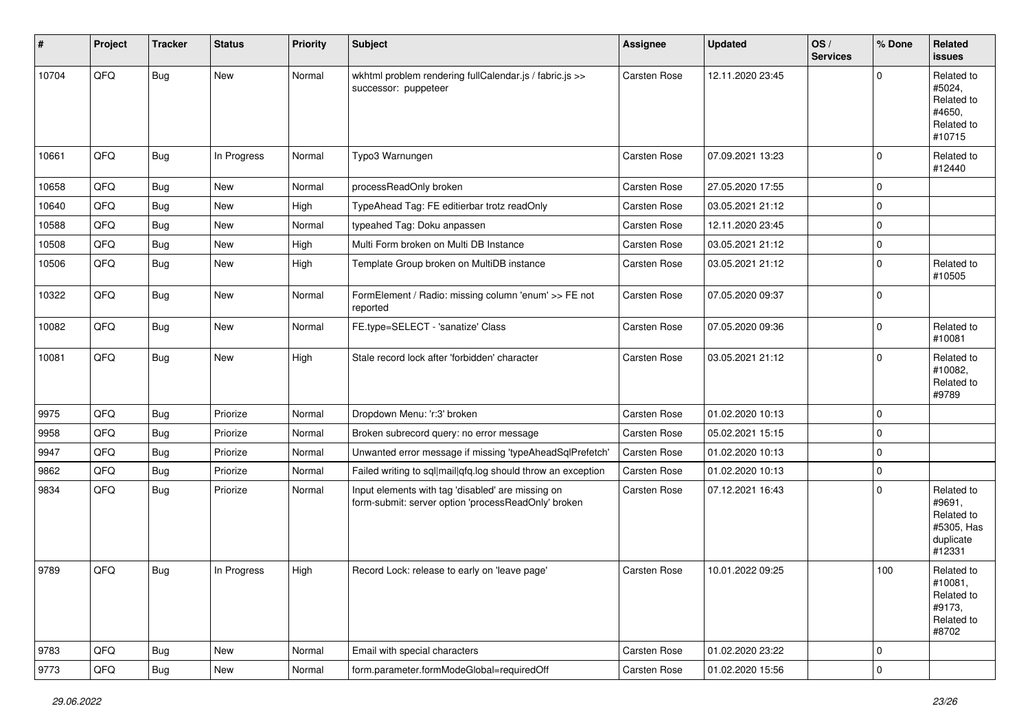| # | Project | Tracker | Status | Priority | Subject | Assignee | Updated | OS / Services | % Done | Related issues |
|---|---|---|---|---|---|---|---|---|---|---|
| 10704 | QFQ | Bug | New | Normal | wkhtml problem rendering fullCalendar.js / fabric.js >> successor: puppeteer | Carsten Rose | 12.11.2020 23:45 | | 0 | Related to #5024, Related to #4650, Related to #10715 |
| 10661 | QFQ | Bug | In Progress | Normal | Typo3 Warnungen | Carsten Rose | 07.09.2021 13:23 | | 0 | Related to #12440 |
| 10658 | QFQ | Bug | New | Normal | processReadOnly broken | Carsten Rose | 27.05.2020 17:55 | | 0 | |
| 10640 | QFQ | Bug | New | High | TypeAhead Tag: FE editierbar trotz readOnly | Carsten Rose | 03.05.2021 21:12 | | 0 | |
| 10588 | QFQ | Bug | New | Normal | typeahed Tag: Doku anpassen | Carsten Rose | 12.11.2020 23:45 | | 0 | |
| 10508 | QFQ | Bug | New | High | Multi Form broken on Multi DB Instance | Carsten Rose | 03.05.2021 21:12 | | 0 | |
| 10506 | QFQ | Bug | New | High | Template Group broken on MultiDB instance | Carsten Rose | 03.05.2021 21:12 | | 0 | Related to #10505 |
| 10322 | QFQ | Bug | New | Normal | FormElement / Radio: missing column 'enum' >> FE not reported | Carsten Rose | 07.05.2020 09:37 | | 0 | |
| 10082 | QFQ | Bug | New | Normal | FE.type=SELECT - 'sanatize' Class | Carsten Rose | 07.05.2020 09:36 | | 0 | Related to #10081 |
| 10081 | QFQ | Bug | New | High | Stale record lock after 'forbidden' character | Carsten Rose | 03.05.2021 21:12 | | 0 | Related to #10082, Related to #9789 |
| 9975 | QFQ | Bug | Priorize | Normal | Dropdown Menu: 'r:3' broken | Carsten Rose | 01.02.2020 10:13 | | 0 | |
| 9958 | QFQ | Bug | Priorize | Normal | Broken subrecord query: no error message | Carsten Rose | 05.02.2021 15:15 | | 0 | |
| 9947 | QFQ | Bug | Priorize | Normal | Unwanted error message if missing 'typeAheadSqlPrefetch' | Carsten Rose | 01.02.2020 10:13 | | 0 | |
| 9862 | QFQ | Bug | Priorize | Normal | Failed writing to sql\|mail\|qfq.log should throw an exception | Carsten Rose | 01.02.2020 10:13 | | 0 | |
| 9834 | QFQ | Bug | Priorize | Normal | Input elements with tag 'disabled' are missing on form-submit: server option 'processReadOnly' broken | Carsten Rose | 07.12.2021 16:43 | | 0 | Related to #9691, Related to #5305, Has duplicate #12331 |
| 9789 | QFQ | Bug | In Progress | High | Record Lock: release to early on 'leave page' | Carsten Rose | 10.01.2022 09:25 | | 100 | Related to #10081, Related to #9173, Related to #8702 |
| 9783 | QFQ | Bug | New | Normal | Email with special characters | Carsten Rose | 01.02.2020 23:22 | | 0 | |
| 9773 | QFQ | Bug | New | Normal | form.parameter.formModeGlobal=requiredOff | Carsten Rose | 01.02.2020 15:56 | | 0 | |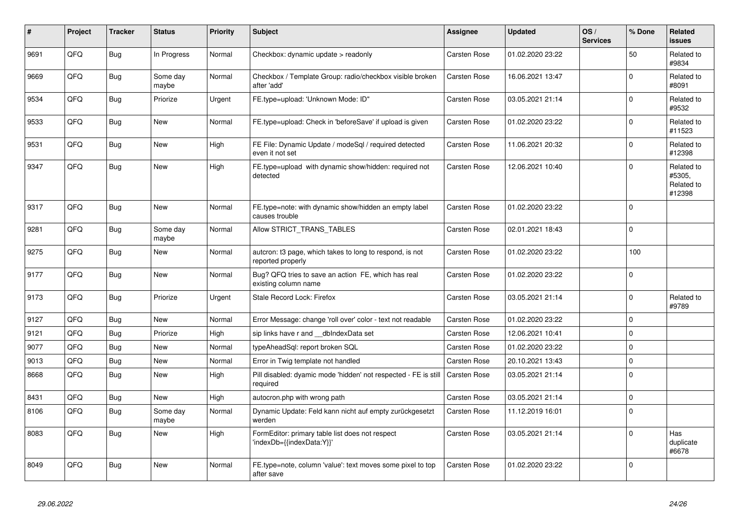| # | Project | Tracker | Status | Priority | Subject | Assignee | Updated | OS / Services | % Done | Related issues |
|---|---|---|---|---|---|---|---|---|---|---|
| 9691 | QFQ | Bug | In Progress | Normal | Checkbox: dynamic update > readonly | Carsten Rose | 01.02.2020 23:22 | | 50 | Related to #9834 |
| 9669 | QFQ | Bug | Some day maybe | Normal | Checkbox / Template Group: radio/checkbox visible broken after 'add' | Carsten Rose | 16.06.2021 13:47 | | 0 | Related to #8091 |
| 9534 | QFQ | Bug | Priorize | Urgent | FE.type=upload: 'Unknown Mode: ID" | Carsten Rose | 03.05.2021 21:14 | | 0 | Related to #9532 |
| 9533 | QFQ | Bug | New | Normal | FE.type=upload: Check in 'beforeSave' if upload is given | Carsten Rose | 01.02.2020 23:22 | | 0 | Related to #11523 |
| 9531 | QFQ | Bug | New | High | FE File: Dynamic Update / modeSql / required detected even it not set | Carsten Rose | 11.06.2021 20:32 | | 0 | Related to #12398 |
| 9347 | QFQ | Bug | New | High | FE.type=upload with dynamic show/hidden: required not detected | Carsten Rose | 12.06.2021 10:40 | | 0 | Related to #5305, Related to #12398 |
| 9317 | QFQ | Bug | New | Normal | FE.type=note: with dynamic show/hidden an empty label causes trouble | Carsten Rose | 01.02.2020 23:22 | | 0 | |
| 9281 | QFQ | Bug | Some day maybe | Normal | Allow STRICT_TRANS_TABLES | Carsten Rose | 02.01.2021 18:43 | | 0 | |
| 9275 | QFQ | Bug | New | Normal | autcron: t3 page, which takes to long to respond, is not reported properly | Carsten Rose | 01.02.2020 23:22 | | 100 | |
| 9177 | QFQ | Bug | New | Normal | Bug? QFQ tries to save an action FE, which has real existing column name | Carsten Rose | 01.02.2020 23:22 | | 0 | |
| 9173 | QFQ | Bug | Priorize | Urgent | Stale Record Lock: Firefox | Carsten Rose | 03.05.2021 21:14 | | 0 | Related to #9789 |
| 9127 | QFQ | Bug | New | Normal | Error Message: change 'roll over' color - text not readable | Carsten Rose | 01.02.2020 23:22 | | 0 | |
| 9121 | QFQ | Bug | Priorize | High | sip links have r and __dbIndexData set | Carsten Rose | 12.06.2021 10:41 | | 0 | |
| 9077 | QFQ | Bug | New | Normal | typeAheadSql: report broken SQL | Carsten Rose | 01.02.2020 23:22 | | 0 | |
| 9013 | QFQ | Bug | New | Normal | Error in Twig template not handled | Carsten Rose | 20.10.2021 13:43 | | 0 | |
| 8668 | QFQ | Bug | New | High | Pill disabled: dyamic mode 'hidden' not respected - FE is still required | Carsten Rose | 03.05.2021 21:14 | | 0 | |
| 8431 | QFQ | Bug | New | High | autocron.php with wrong path | Carsten Rose | 03.05.2021 21:14 | | 0 | |
| 8106 | QFQ | Bug | Some day maybe | Normal | Dynamic Update: Feld kann nicht auf empty zurückgesetzt werden | Carsten Rose | 11.12.2019 16:01 | | 0 | |
| 8083 | QFQ | Bug | New | High | FormEditor: primary table list does not respect 'indexDb={{indexData:Y}}' | Carsten Rose | 03.05.2021 21:14 | | 0 | Has duplicate #6678 |
| 8049 | QFQ | Bug | New | Normal | FE.type=note, column 'value': text moves some pixel to top after save | Carsten Rose | 01.02.2020 23:22 | | 0 | |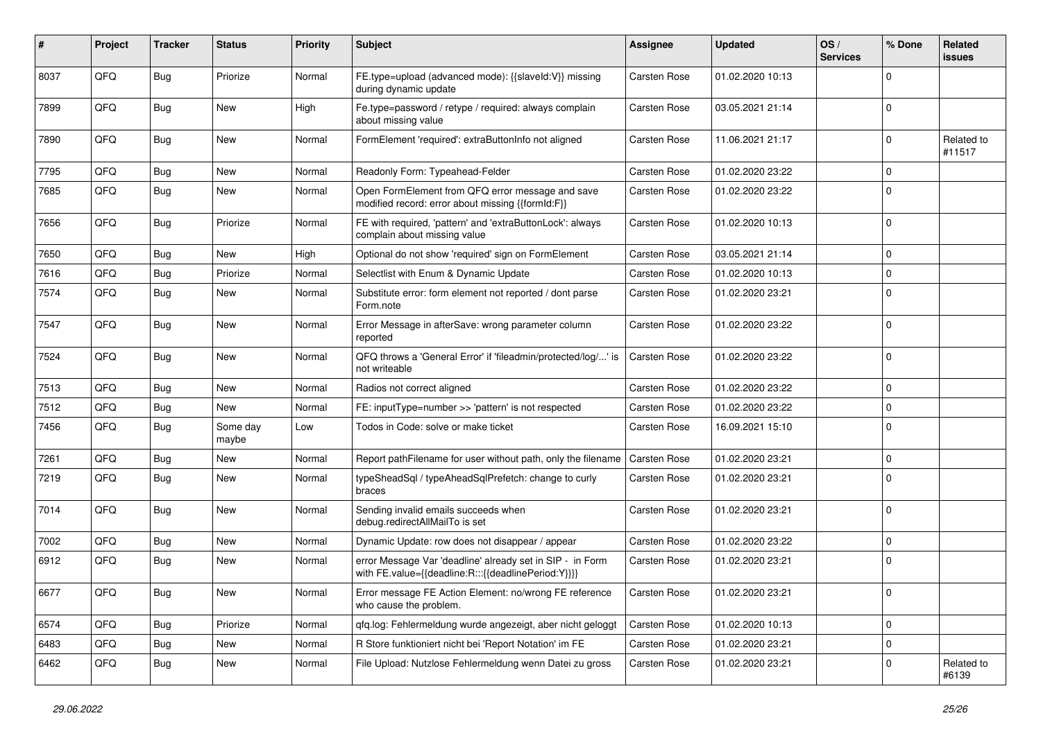| # | Project | Tracker | Status | Priority | Subject | Assignee | Updated | OS / Services | % Done | Related issues |
|---|---|---|---|---|---|---|---|---|---|---|
| 8037 | QFQ | Bug | Priorize | Normal | FE.type=upload (advanced mode): {{slaveId:V}} missing during dynamic update | Carsten Rose | 01.02.2020 10:13 | | 0 | |
| 7899 | QFQ | Bug | New | High | Fe.type=password / retype / required: always complain about missing value | Carsten Rose | 03.05.2021 21:14 | | 0 | |
| 7890 | QFQ | Bug | New | Normal | FormElement 'required': extraButtonInfo not aligned | Carsten Rose | 11.06.2021 21:17 | | 0 | Related to #11517 |
| 7795 | QFQ | Bug | New | Normal | Readonly Form: Typeahead-Felder | Carsten Rose | 01.02.2020 23:22 | | 0 | |
| 7685 | QFQ | Bug | New | Normal | Open FormElement from QFQ error message and save modified record: error about missing {{formId:F}} | Carsten Rose | 01.02.2020 23:22 | | 0 | |
| 7656 | QFQ | Bug | Priorize | Normal | FE with required, 'pattern' and 'extraButtonLock': always complain about missing value | Carsten Rose | 01.02.2020 10:13 | | 0 | |
| 7650 | QFQ | Bug | New | High | Optional do not show 'required' sign on FormElement | Carsten Rose | 03.05.2021 21:14 | | 0 | |
| 7616 | QFQ | Bug | Priorize | Normal | Selectlist with Enum & Dynamic Update | Carsten Rose | 01.02.2020 10:13 | | 0 | |
| 7574 | QFQ | Bug | New | Normal | Substitute error: form element not reported / dont parse Form.note | Carsten Rose | 01.02.2020 23:21 | | 0 | |
| 7547 | QFQ | Bug | New | Normal | Error Message in afterSave: wrong parameter column reported | Carsten Rose | 01.02.2020 23:22 | | 0 | |
| 7524 | QFQ | Bug | New | Normal | QFQ throws a 'General Error' if 'fileadmin/protected/log/...' is not writeable | Carsten Rose | 01.02.2020 23:22 | | 0 | |
| 7513 | QFQ | Bug | New | Normal | Radios not correct aligned | Carsten Rose | 01.02.2020 23:22 | | 0 | |
| 7512 | QFQ | Bug | New | Normal | FE: inputType=number >> 'pattern' is not respected | Carsten Rose | 01.02.2020 23:22 | | 0 | |
| 7456 | QFQ | Bug | Some day maybe | Low | Todos in Code: solve or make ticket | Carsten Rose | 16.09.2021 15:10 | | 0 | |
| 7261 | QFQ | Bug | New | Normal | Report pathFilename for user without path, only the filename | Carsten Rose | 01.02.2020 23:21 | | 0 | |
| 7219 | QFQ | Bug | New | Normal | typeSheadSql / typeAheadSqlPrefetch: change to curly braces | Carsten Rose | 01.02.2020 23:21 | | 0 | |
| 7014 | QFQ | Bug | New | Normal | Sending invalid emails succeeds when debug.redirectAllMailTo is set | Carsten Rose | 01.02.2020 23:21 | | 0 | |
| 7002 | QFQ | Bug | New | Normal | Dynamic Update: row does not disappear / appear | Carsten Rose | 01.02.2020 23:22 | | 0 | |
| 6912 | QFQ | Bug | New | Normal | error Message Var 'deadline' already set in SIP - in Form with FE.value={{deadline:R:::{{deadlinePeriod:Y}}}} | Carsten Rose | 01.02.2020 23:21 | | 0 | |
| 6677 | QFQ | Bug | New | Normal | Error message FE Action Element: no/wrong FE reference who cause the problem. | Carsten Rose | 01.02.2020 23:21 | | 0 | |
| 6574 | QFQ | Bug | Priorize | Normal | qfq.log: Fehlermeldung wurde angezeigt, aber nicht geloggt | Carsten Rose | 01.02.2020 10:13 | | 0 | |
| 6483 | QFQ | Bug | New | Normal | R Store funktioniert nicht bei 'Report Notation' im FE | Carsten Rose | 01.02.2020 23:21 | | 0 | |
| 6462 | QFQ | Bug | New | Normal | File Upload: Nutzlose Fehlermeldung wenn Datei zu gross | Carsten Rose | 01.02.2020 23:21 | | 0 | Related to #6139 |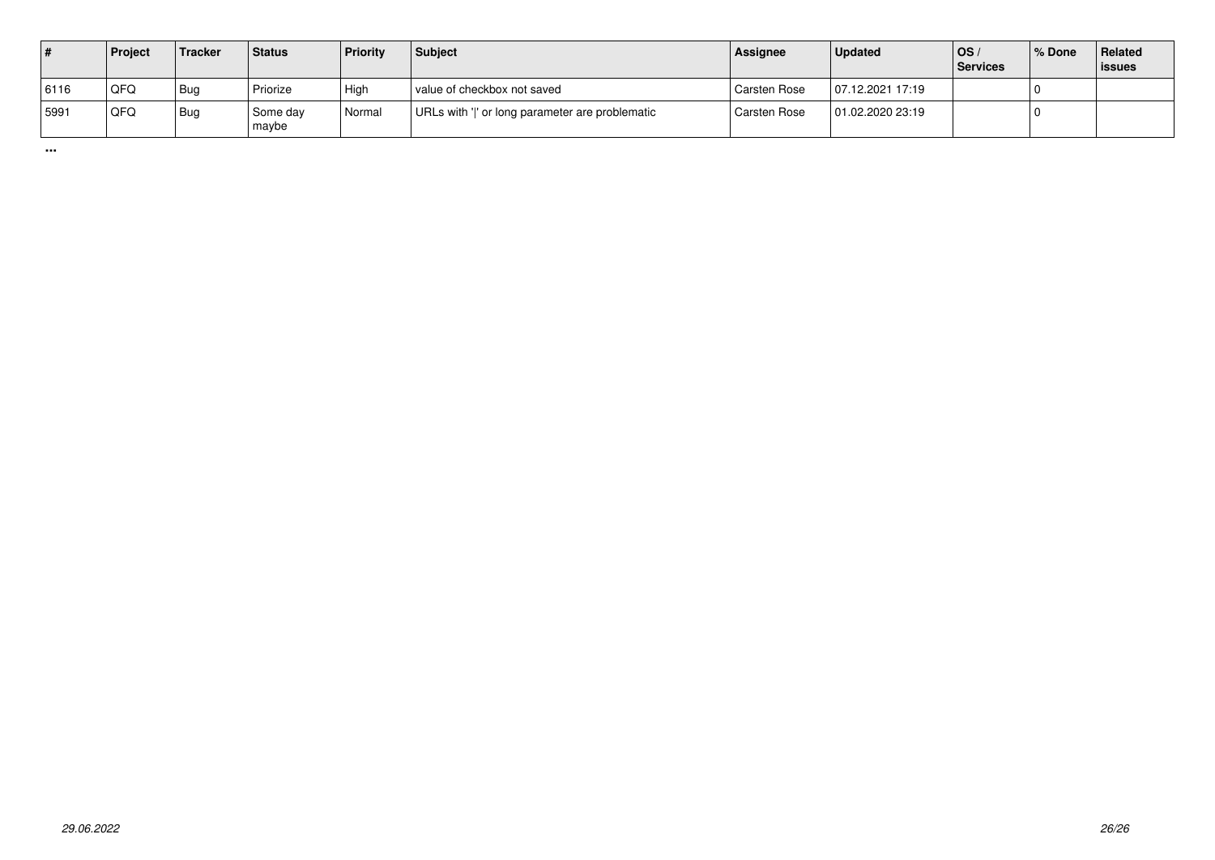| # | Project | Tracker | Status | Priority | Subject | Assignee | Updated | OS / Services | % Done | Related issues |
|---|---|---|---|---|---|---|---|---|---|---|
| 6116 | QFQ | Bug | Priorize | High | value of checkbox not saved | Carsten Rose | 07.12.2021 17:19 | | 0 | |
| 5991 | QFQ | Bug | Some day maybe | Normal | URLs with '&#124;' or long parameter are problematic | Carsten Rose | 01.02.2020 23:19 | | 0 | |

...